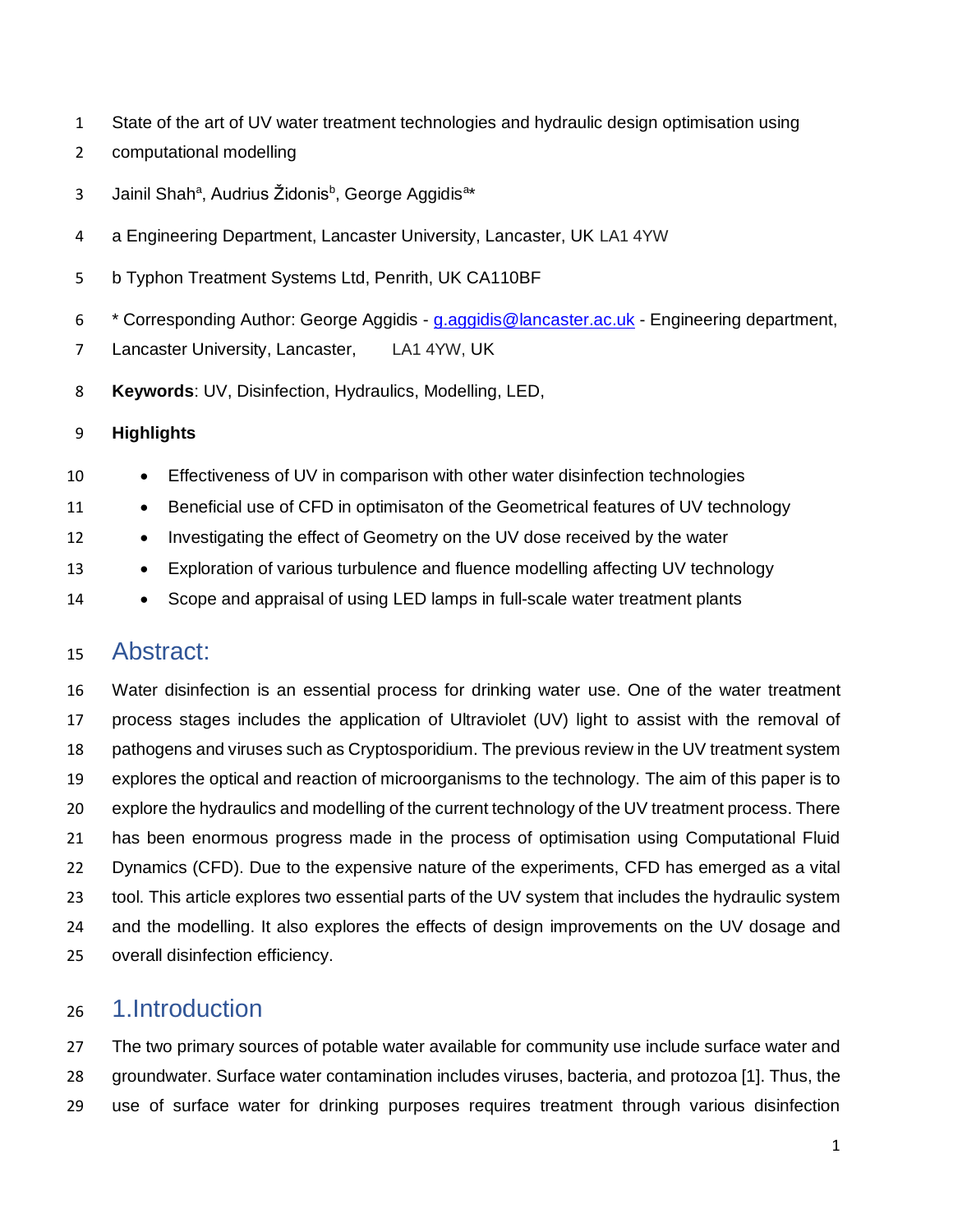# State of the art of UV water treatment technologies and hydraulic design optimisation using computational modelling

Jainil Shah[a], Audrius Židonis[b], George Aggidis[a]*

a Engineering Department, Lancaster University, Lancaster, UK LA1 4YW

b Typhon Treatment Systems Ltd, Penrith, UK CA110BF

* Corresponding Author: George Aggidis - g.aggidis@lancaster.ac.uk - Engineering department, Lancaster University, Lancaster, LA1 4YW, UK

**Keywords**: UV, Disinfection, Hydraulics, Modelling, LED,

**Highlights**

- Effectiveness of UV in comparison with other water disinfection technologies
- Beneficial use of CFD in optimisaton of the Geometrical features of UV technology
- Investigating the effect of Geometry on the UV dose received by the water
- Exploration of various turbulence and fluence modelling affecting UV technology
- Scope and appraisal of using LED lamps in full-scale water treatment plants

## Abstract:

Water disinfection is an essential process for drinking water use. One of the water treatment process stages includes the application of Ultraviolet (UV) light to assist with the removal of pathogens and viruses such as Cryptosporidium. The previous review in the UV treatment system explores the optical and reaction of microorganisms to the technology. The aim of this paper is to explore the hydraulics and modelling of the current technology of the UV treatment process. There has been enormous progress made in the process of optimisation using Computational Fluid Dynamics (CFD). Due to the expensive nature of the experiments, CFD has emerged as a vital tool. This article explores two essential parts of the UV system that includes the hydraulic system and the modelling. It also explores the effects of design improvements on the UV dosage and overall disinfection efficiency.

## 1.Introduction

The two primary sources of potable water available for community use include surface water and groundwater. Surface water contamination includes viruses, bacteria, and protozoa [1]. Thus, the use of surface water for drinking purposes requires treatment through various disinfection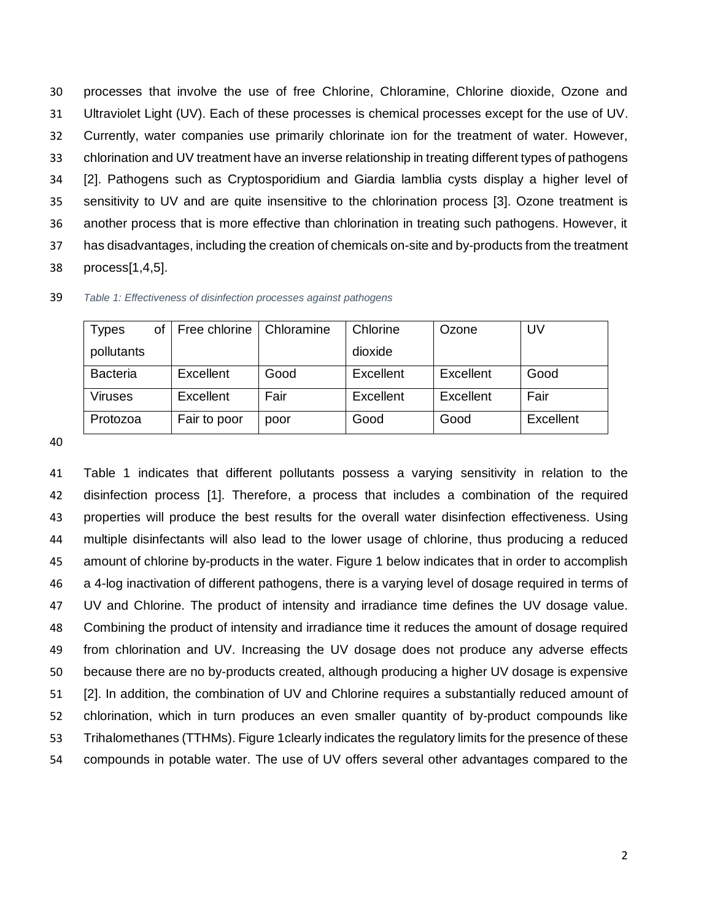processes that involve the use of free Chlorine, Chloramine, Chlorine dioxide, Ozone and Ultraviolet Light (UV). Each of these processes is chemical processes except for the use of UV. Currently, water companies use primarily chlorinate ion for the treatment of water. However, chlorination and UV treatment have an inverse relationship in treating different types of pathogens [2]. Pathogens such as Cryptosporidium and Giardia lamblia cysts display a higher level of sensitivity to UV and are quite insensitive to the chlorination process [3]. Ozone treatment is another process that is more effective than chlorination in treating such pathogens. However, it has disadvantages, including the creation of chemicals on-site and by-products from the treatment process[1,4,5].

*Table 1: Effectiveness of disinfection processes against pathogens*

| Types of pollutants | Free chlorine | Chloramine | Chlorine dioxide | Ozone | UV |
|---|---|---|---|---|---|
| Bacteria | Excellent | Good | Excellent | Excellent | Good |
| Viruses | Excellent | Fair | Excellent | Excellent | Fair |
| Protozoa | Fair to poor | poor | Good | Good | Excellent |

Table 1 indicates that different pollutants possess a varying sensitivity in relation to the disinfection process [1]. Therefore, a process that includes a combination of the required properties will produce the best results for the overall water disinfection effectiveness. Using multiple disinfectants will also lead to the lower usage of chlorine, thus producing a reduced amount of chlorine by-products in the water. Figure 1 below indicates that in order to accomplish a 4-log inactivation of different pathogens, there is a varying level of dosage required in terms of UV and Chlorine. The product of intensity and irradiance time defines the UV dosage value. Combining the product of intensity and irradiance time it reduces the amount of dosage required from chlorination and UV. Increasing the UV dosage does not produce any adverse effects because there are no by-products created, although producing a higher UV dosage is expensive [2]. In addition, the combination of UV and Chlorine requires a substantially reduced amount of chlorination, which in turn produces an even smaller quantity of by-product compounds like Trihalomethanes (TTHMs). Figure 1clearly indicates the regulatory limits for the presence of these compounds in potable water. The use of UV offers several other advantages compared to the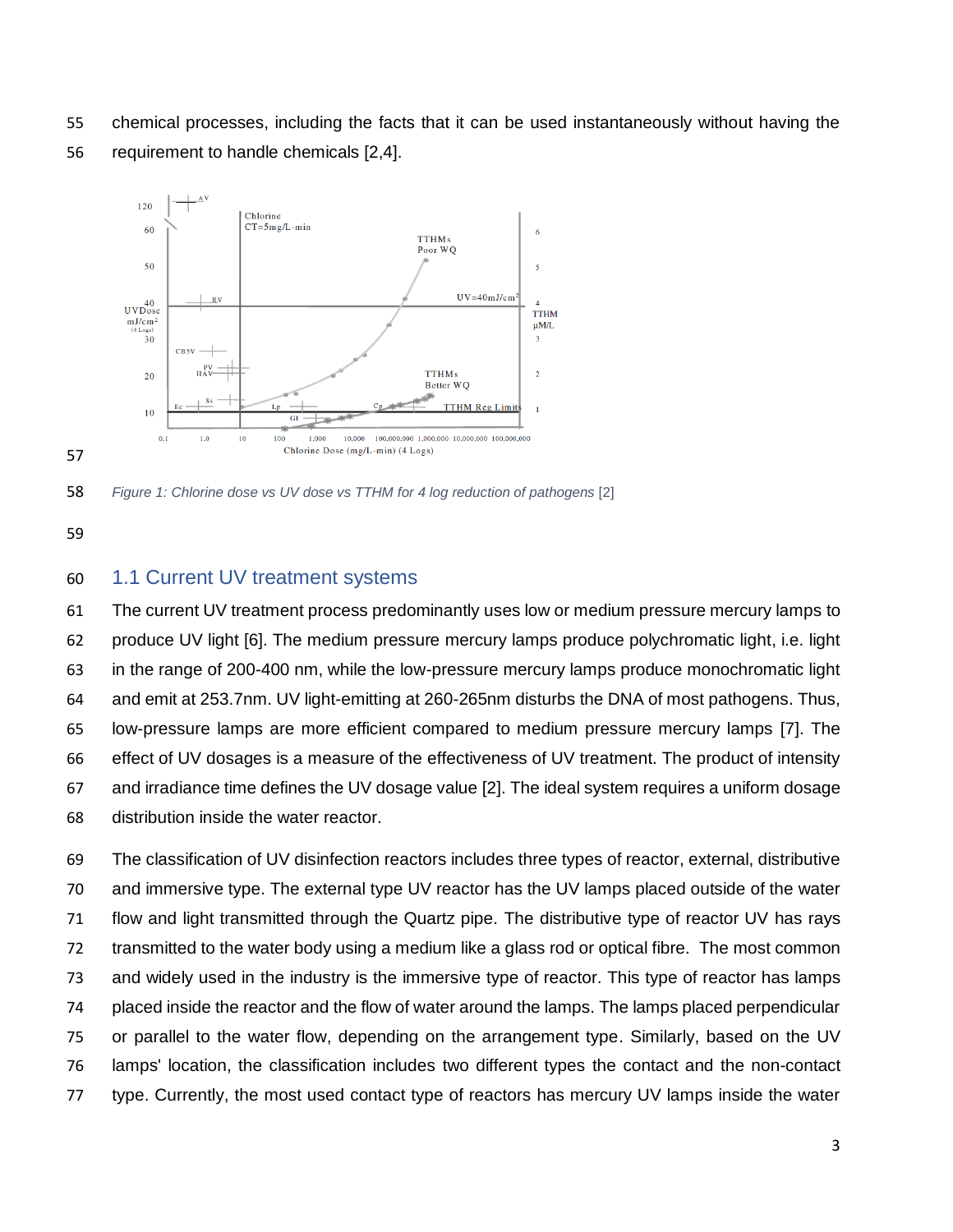chemical processes, including the facts that it can be used instantaneously without having the requirement to handle chemicals [2,4].

*Figure 1: Chlorine dose vs UV dose vs TTHM for 4 log reduction of pathogens* [2]

## 1.1 Current UV treatment systems

The current UV treatment process predominantly uses low or medium pressure mercury lamps to produce UV light [6]. The medium pressure mercury lamps produce polychromatic light, i.e. light in the range of 200-400 nm, while the low-pressure mercury lamps produce monochromatic light and emit at 253.7nm. UV light-emitting at 260-265nm disturbs the DNA of most pathogens. Thus, low-pressure lamps are more efficient compared to medium pressure mercury lamps [7]. The effect of UV dosages is a measure of the effectiveness of UV treatment. The product of intensity and irradiance time defines the UV dosage value [2]. The ideal system requires a uniform dosage distribution inside the water reactor.

The classification of UV disinfection reactors includes three types of reactor, external, distributive and immersive type. The external type UV reactor has the UV lamps placed outside of the water flow and light transmitted through the Quartz pipe. The distributive type of reactor UV has rays transmitted to the water body using a medium like a glass rod or optical fibre. The most common and widely used in the industry is the immersive type of reactor. This type of reactor has lamps placed inside the reactor and the flow of water around the lamps. The lamps placed perpendicular or parallel to the water flow, depending on the arrangement type. Similarly, based on the UV lamps' location, the classification includes two different types the contact and the non-contact type. Currently, the most used contact type of reactors has mercury UV lamps inside the water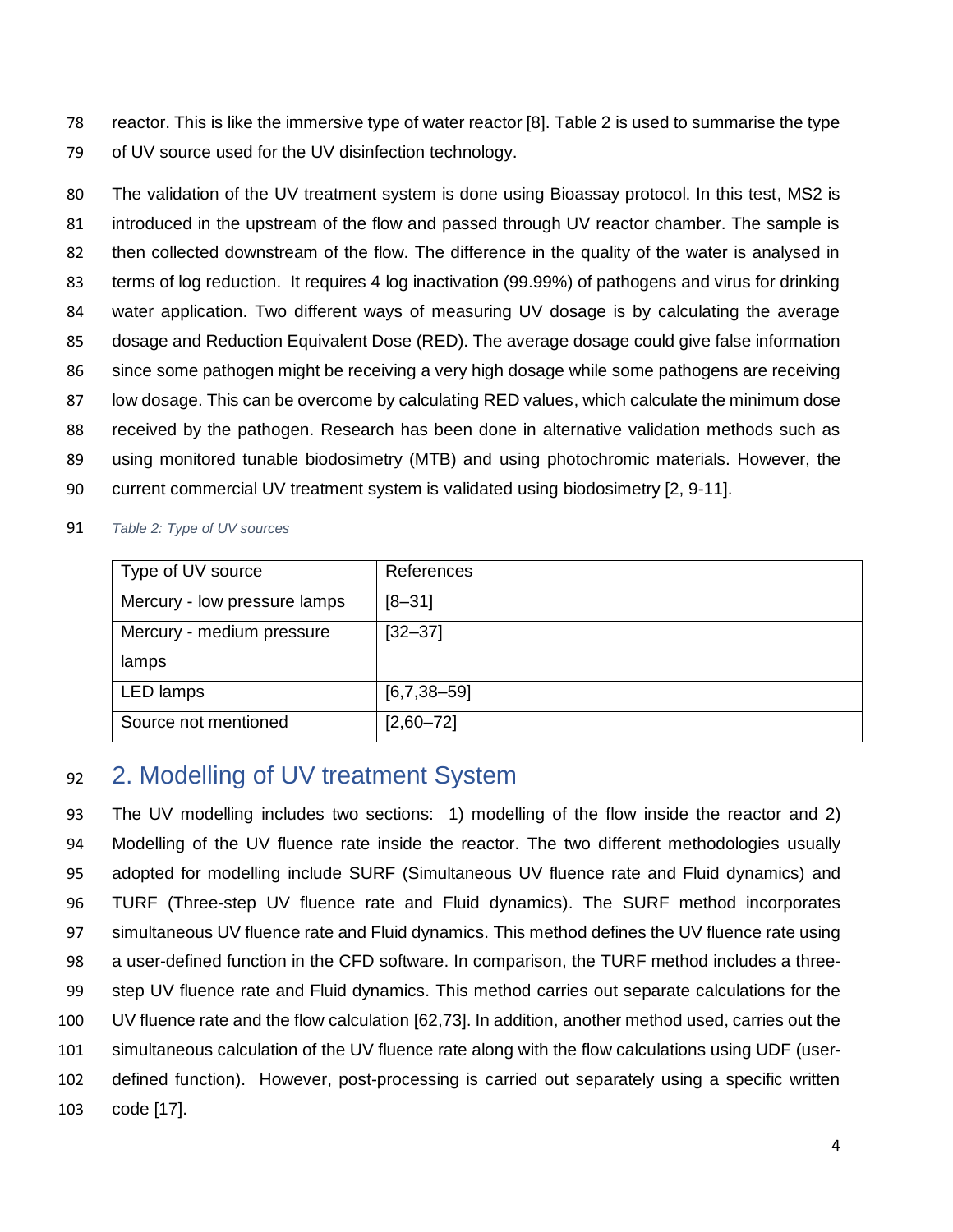reactor. This is like the immersive type of water reactor [8]. Table 2 is used to summarise the type of UV source used for the UV disinfection technology.

The validation of the UV treatment system is done using Bioassay protocol. In this test, MS2 is introduced in the upstream of the flow and passed through UV reactor chamber. The sample is then collected downstream of the flow. The difference in the quality of the water is analysed in terms of log reduction. It requires 4 log inactivation (99.99%) of pathogens and virus for drinking water application. Two different ways of measuring UV dosage is by calculating the average dosage and Reduction Equivalent Dose (RED). The average dosage could give false information since some pathogen might be receiving a very high dosage while some pathogens are receiving low dosage. This can be overcome by calculating RED values, which calculate the minimum dose received by the pathogen. Research has been done in alternative validation methods such as using monitored tunable biodosimetry (MTB) and using photochromic materials. However, the current commercial UV treatment system is validated using biodosimetry [2, 9-11].

*Table 2: Type of UV sources*

| Type of UV source | References |
|---|---|
| Mercury - low pressure lamps | [8–31] |
| Mercury - medium pressure lamps | [32–37] |
| LED lamps | [6,7,38–59] |
| Source not mentioned | [2,60–72] |

## 2. Modelling of UV treatment System

The UV modelling includes two sections: 1) modelling of the flow inside the reactor and 2) Modelling of the UV fluence rate inside the reactor. The two different methodologies usually adopted for modelling include SURF (Simultaneous UV fluence rate and Fluid dynamics) and TURF (Three-step UV fluence rate and Fluid dynamics). The SURF method incorporates simultaneous UV fluence rate and Fluid dynamics. This method defines the UV fluence rate using a user-defined function in the CFD software. In comparison, the TURF method includes a three-step UV fluence rate and Fluid dynamics. This method carries out separate calculations for the UV fluence rate and the flow calculation [62,73]. In addition, another method used, carries out the simultaneous calculation of the UV fluence rate along with the flow calculations using UDF (user-defined function). However, post-processing is carried out separately using a specific written code [17].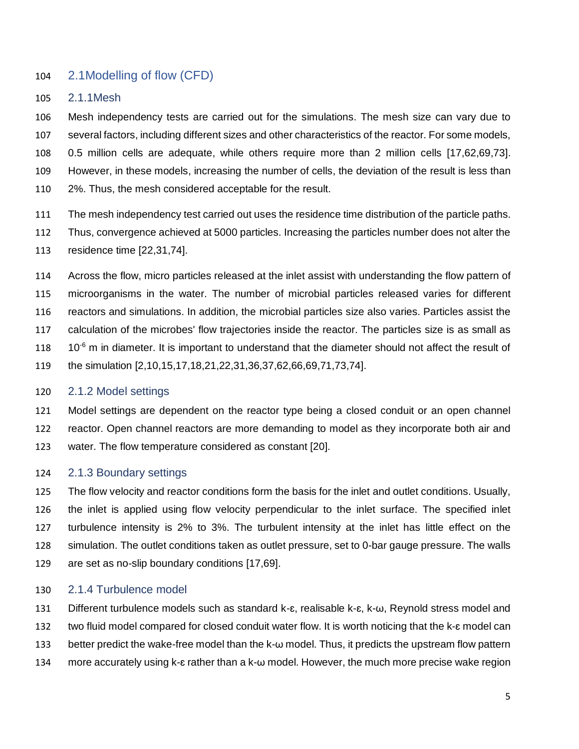## 2.1Modelling of flow (CFD)

### 2.1.1Mesh

Mesh independency tests are carried out for the simulations. The mesh size can vary due to several factors, including different sizes and other characteristics of the reactor. For some models, 0.5 million cells are adequate, while others require more than 2 million cells [17,62,69,73]. However, in these models, increasing the number of cells, the deviation of the result is less than 2%. Thus, the mesh considered acceptable for the result.

The mesh independency test carried out uses the residence time distribution of the particle paths. Thus, convergence achieved at 5000 particles. Increasing the particles number does not alter the residence time [22,31,74].

Across the flow, micro particles released at the inlet assist with understanding the flow pattern of microorganisms in the water. The number of microbial particles released varies for different reactors and simulations. In addition, the microbial particles size also varies. Particles assist the calculation of the microbes' flow trajectories inside the reactor. The particles size is as small as $10^{-6}$ m in diameter. It is important to understand that the diameter should not affect the result of the simulation [2,10,15,17,18,21,22,31,36,37,62,66,69,71,73,74].

### 2.1.2 Model settings

Model settings are dependent on the reactor type being a closed conduit or an open channel reactor. Open channel reactors are more demanding to model as they incorporate both air and water. The flow temperature considered as constant [20].

### 2.1.3 Boundary settings

The flow velocity and reactor conditions form the basis for the inlet and outlet conditions. Usually, the inlet is applied using flow velocity perpendicular to the inlet surface. The specified inlet turbulence intensity is 2% to 3%. The turbulent intensity at the inlet has little effect on the simulation. The outlet conditions taken as outlet pressure, set to 0-bar gauge pressure. The walls are set as no-slip boundary conditions [17,69].

### 2.1.4 Turbulence model

Different turbulence models such as standard k-ε, realisable k-ε, k-ω, Reynold stress model and two fluid model compared for closed conduit water flow. It is worth noticing that the k-ε model can better predict the wake-free model than the k-ω model. Thus, it predicts the upstream flow pattern more accurately using k-ε rather than a k-ω model. However, the much more precise wake region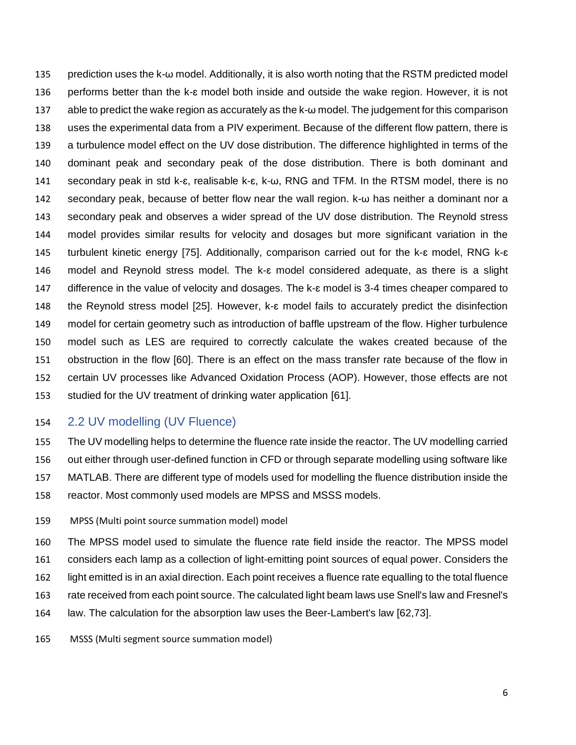prediction uses the k-ω model. Additionally, it is also worth noting that the RSTM predicted model performs better than the k-ε model both inside and outside the wake region. However, it is not able to predict the wake region as accurately as the k-ω model. The judgement for this comparison uses the experimental data from a PIV experiment. Because of the different flow pattern, there is a turbulence model effect on the UV dose distribution. The difference highlighted in terms of the dominant peak and secondary peak of the dose distribution. There is both dominant and secondary peak in std k-ε, realisable k-ε, k-ω, RNG and TFM. In the RTSM model, there is no secondary peak, because of better flow near the wall region. k-ω has neither a dominant nor a secondary peak and observes a wider spread of the UV dose distribution. The Reynold stress model provides similar results for velocity and dosages but more significant variation in the turbulent kinetic energy [75]. Additionally, comparison carried out for the k-ε model, RNG k-ε model and Reynold stress model. The k-ε model considered adequate, as there is a slight difference in the value of velocity and dosages. The k-ε model is 3-4 times cheaper compared to the Reynold stress model [25]. However, k-ε model fails to accurately predict the disinfection model for certain geometry such as introduction of baffle upstream of the flow. Higher turbulence model such as LES are required to correctly calculate the wakes created because of the obstruction in the flow [60]. There is an effect on the mass transfer rate because of the flow in certain UV processes like Advanced Oxidation Process (AOP). However, those effects are not studied for the UV treatment of drinking water application [61].

## 2.2 UV modelling (UV Fluence)

The UV modelling helps to determine the fluence rate inside the reactor. The UV modelling carried out either through user-defined function in CFD or through separate modelling using software like MATLAB. There are different type of models used for modelling the fluence distribution inside the reactor. Most commonly used models are MPSS and MSSS models.

#### MPSS (Multi point source summation model) model

The MPSS model used to simulate the fluence rate field inside the reactor. The MPSS model considers each lamp as a collection of light-emitting point sources of equal power. Considers the light emitted is in an axial direction. Each point receives a fluence rate equalling to the total fluence rate received from each point source. The calculated light beam laws use Snell's law and Fresnel's law. The calculation for the absorption law uses the Beer-Lambert's law [62,73].

#### MSSS (Multi segment source summation model)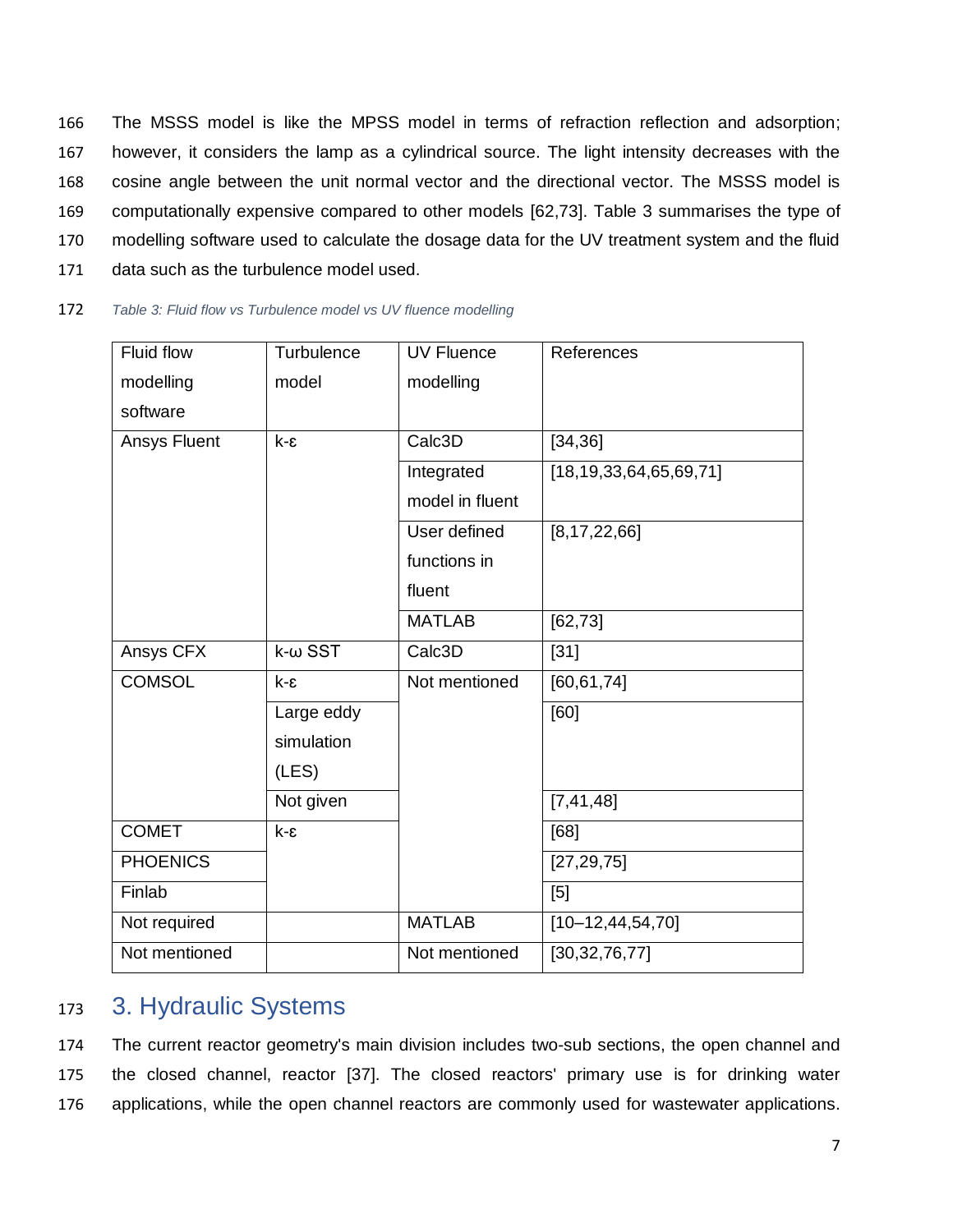The MSSS model is like the MPSS model in terms of refraction reflection and adsorption; however, it considers the lamp as a cylindrical source. The light intensity decreases with the cosine angle between the unit normal vector and the directional vector. The MSSS model is computationally expensive compared to other models [62,73]. Table 3 summarises the type of modelling software used to calculate the dosage data for the UV treatment system and the fluid data such as the turbulence model used.

*Table 3: Fluid flow vs Turbulence model vs UV fluence modelling*

| Fluid flow modelling software | Turbulence model | UV Fluence modelling | References |
|---|---|---|---|
| Ansys Fluent | k-ε | Calc3D | [34,36] |
| | | Integrated model in fluent | [18,19,33,64,65,69,71] |
| | | User defined functions in fluent | [8,17,22,66] |
| | | MATLAB | [62,73] |
| Ansys CFX | k-ω SST | Calc3D | [31] |
| COMSOL | k-ε | Not mentioned | [60,61,74] |
| | Large eddy simulation (LES) | | [60] |
| | Not given | | [7,41,48] |
| COMET | k-ε | | [68] |
| PHOENICS | | | [27,29,75] |
| Finlab | | | [5] |
| Not required | | MATLAB | [10–12,44,54,70] |
| Not mentioned | | Not mentioned | [30,32,76,77] |

## 3. Hydraulic Systems

The current reactor geometry's main division includes two-sub sections, the open channel and the closed channel, reactor [37]. The closed reactors' primary use is for drinking water applications, while the open channel reactors are commonly used for wastewater applications.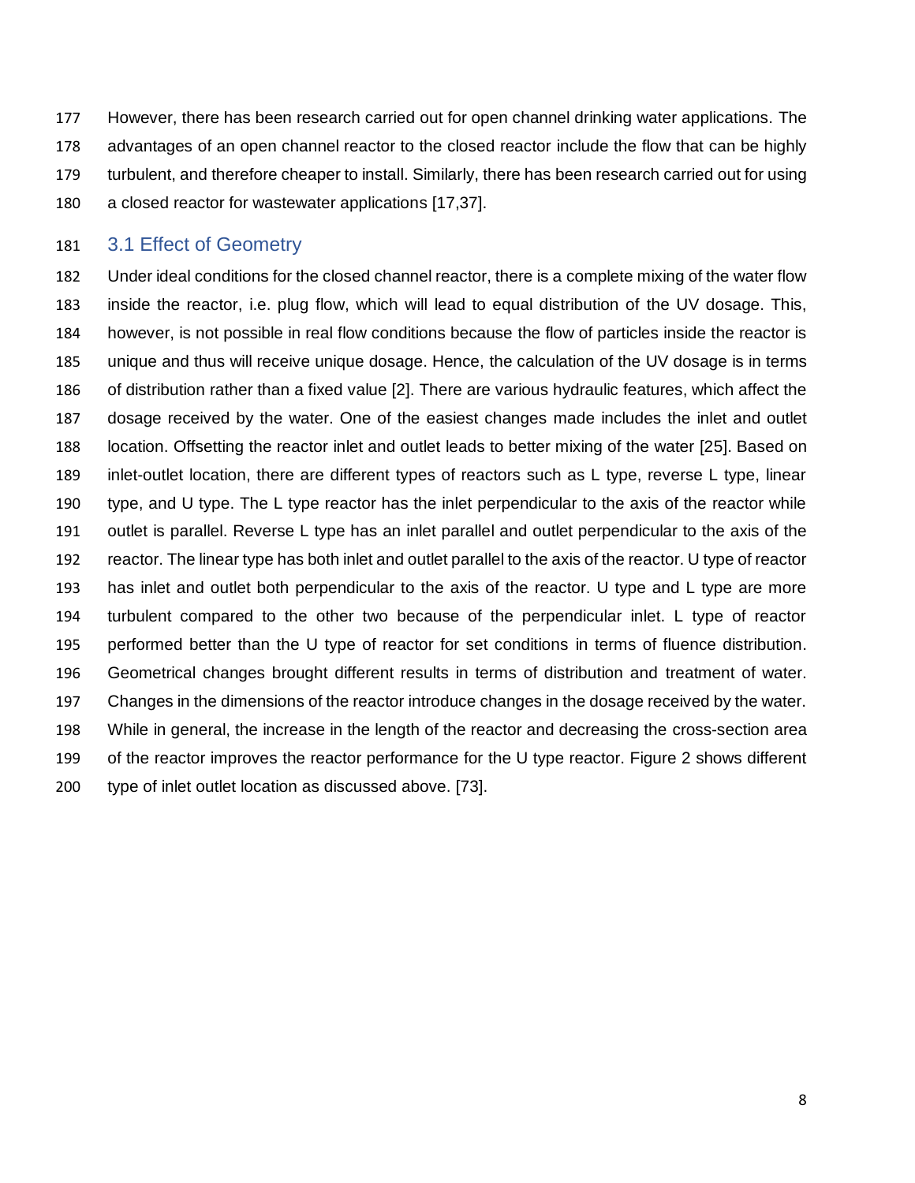However, there has been research carried out for open channel drinking water applications. The advantages of an open channel reactor to the closed reactor include the flow that can be highly turbulent, and therefore cheaper to install. Similarly, there has been research carried out for using a closed reactor for wastewater applications [17,37].

## 3.1 Effect of Geometry

Under ideal conditions for the closed channel reactor, there is a complete mixing of the water flow inside the reactor, i.e. plug flow, which will lead to equal distribution of the UV dosage. This, however, is not possible in real flow conditions because the flow of particles inside the reactor is unique and thus will receive unique dosage. Hence, the calculation of the UV dosage is in terms of distribution rather than a fixed value [2]. There are various hydraulic features, which affect the dosage received by the water. One of the easiest changes made includes the inlet and outlet location. Offsetting the reactor inlet and outlet leads to better mixing of the water [25]. Based on inlet-outlet location, there are different types of reactors such as L type, reverse L type, linear type, and U type. The L type reactor has the inlet perpendicular to the axis of the reactor while outlet is parallel. Reverse L type has an inlet parallel and outlet perpendicular to the axis of the reactor. The linear type has both inlet and outlet parallel to the axis of the reactor. U type of reactor has inlet and outlet both perpendicular to the axis of the reactor. U type and L type are more turbulent compared to the other two because of the perpendicular inlet. L type of reactor performed better than the U type of reactor for set conditions in terms of fluence distribution. Geometrical changes brought different results in terms of distribution and treatment of water. Changes in the dimensions of the reactor introduce changes in the dosage received by the water. While in general, the increase in the length of the reactor and decreasing the cross-section area of the reactor improves the reactor performance for the U type reactor. Figure 2 shows different type of inlet outlet location as discussed above. [73].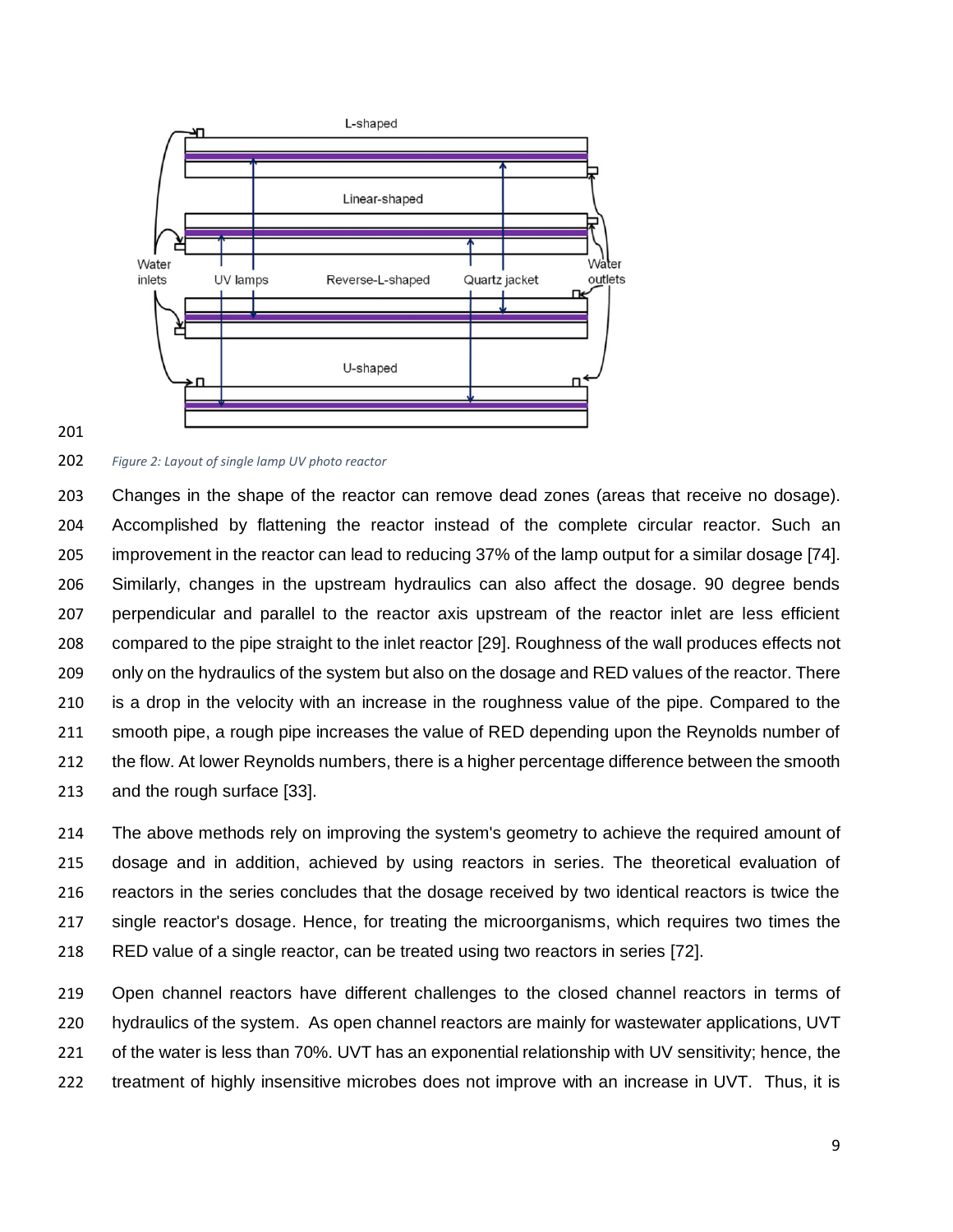*Figure 2: Layout of single lamp UV photo reactor*

Changes in the shape of the reactor can remove dead zones (areas that receive no dosage). Accomplished by flattening the reactor instead of the complete circular reactor. Such an improvement in the reactor can lead to reducing 37% of the lamp output for a similar dosage [74]. Similarly, changes in the upstream hydraulics can also affect the dosage. 90 degree bends perpendicular and parallel to the reactor axis upstream of the reactor inlet are less efficient compared to the pipe straight to the inlet reactor [29]. Roughness of the wall produces effects not only on the hydraulics of the system but also on the dosage and RED values of the reactor. There is a drop in the velocity with an increase in the roughness value of the pipe. Compared to the smooth pipe, a rough pipe increases the value of RED depending upon the Reynolds number of the flow. At lower Reynolds numbers, there is a higher percentage difference between the smooth and the rough surface [33].

The above methods rely on improving the system's geometry to achieve the required amount of dosage and in addition, achieved by using reactors in series. The theoretical evaluation of reactors in the series concludes that the dosage received by two identical reactors is twice the single reactor's dosage. Hence, for treating the microorganisms, which requires two times the RED value of a single reactor, can be treated using two reactors in series [72].

Open channel reactors have different challenges to the closed channel reactors in terms of hydraulics of the system. As open channel reactors are mainly for wastewater applications, UVT of the water is less than 70%. UVT has an exponential relationship with UV sensitivity; hence, the treatment of highly insensitive microbes does not improve with an increase in UVT. Thus, it is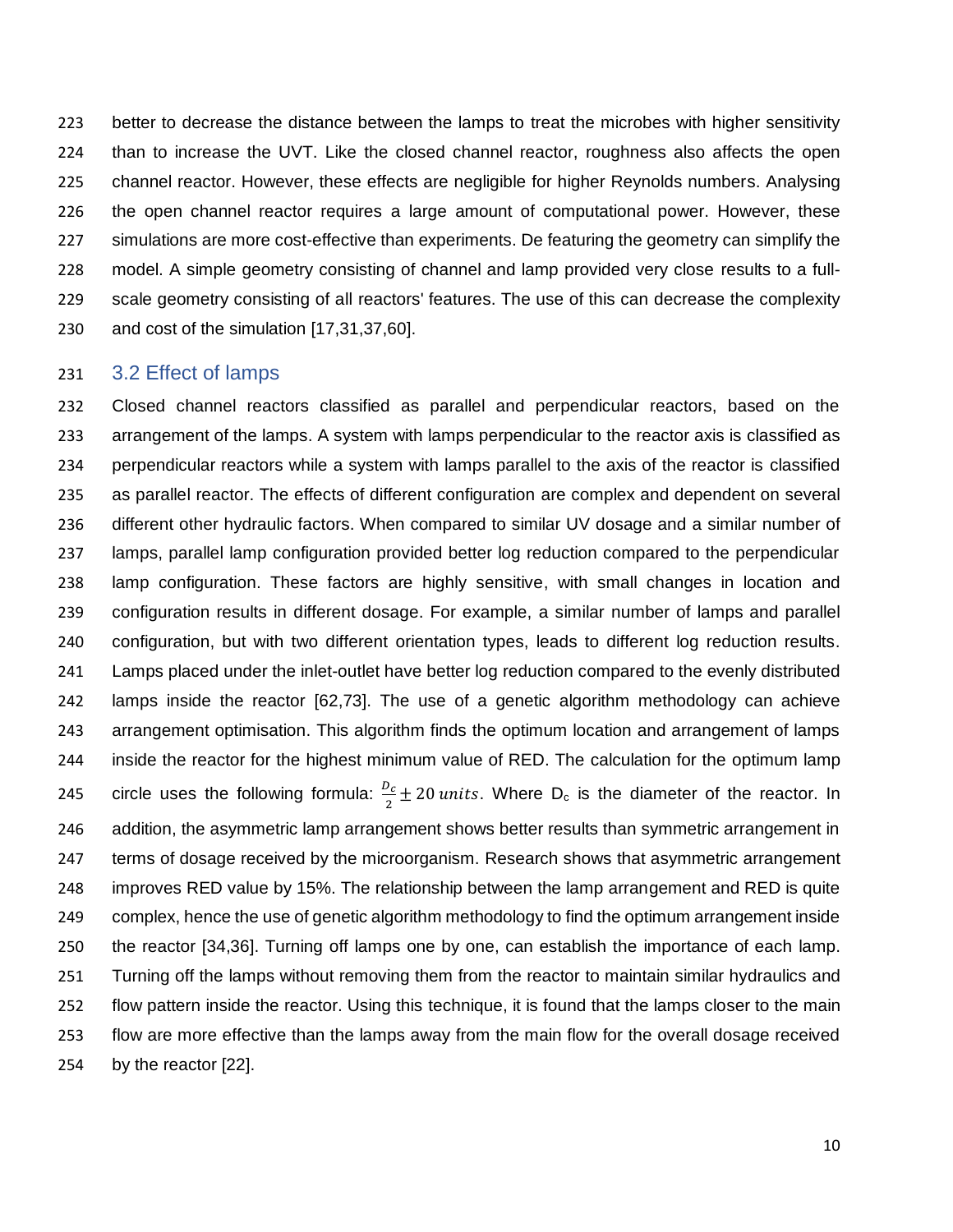better to decrease the distance between the lamps to treat the microbes with higher sensitivity than to increase the UVT. Like the closed channel reactor, roughness also affects the open channel reactor. However, these effects are negligible for higher Reynolds numbers. Analysing the open channel reactor requires a large amount of computational power. However, these simulations are more cost-effective than experiments. De featuring the geometry can simplify the model. A simple geometry consisting of channel and lamp provided very close results to a full-scale geometry consisting of all reactors' features. The use of this can decrease the complexity and cost of the simulation [17,31,37,60].

## 3.2 Effect of lamps

Closed channel reactors classified as parallel and perpendicular reactors, based on the arrangement of the lamps. A system with lamps perpendicular to the reactor axis is classified as perpendicular reactors while a system with lamps parallel to the axis of the reactor is classified as parallel reactor. The effects of different configuration are complex and dependent on several different other hydraulic factors. When compared to similar UV dosage and a similar number of lamps, parallel lamp configuration provided better log reduction compared to the perpendicular lamp configuration. These factors are highly sensitive, with small changes in location and configuration results in different dosage. For example, a similar number of lamps and parallel configuration, but with two different orientation types, leads to different log reduction results. Lamps placed under the inlet-outlet have better log reduction compared to the evenly distributed lamps inside the reactor [62,73]. The use of a genetic algorithm methodology can achieve arrangement optimisation. This algorithm finds the optimum location and arrangement of lamps inside the reactor for the highest minimum value of RED. The calculation for the optimum lamp circle uses the following formula: $\frac{D_c}{2} \pm 20\,units$. Where $D_c$ is the diameter of the reactor. In addition, the asymmetric lamp arrangement shows better results than symmetric arrangement in terms of dosage received by the microorganism. Research shows that asymmetric arrangement improves RED value by 15%. The relationship between the lamp arrangement and RED is quite complex, hence the use of genetic algorithm methodology to find the optimum arrangement inside the reactor [34,36]. Turning off lamps one by one, can establish the importance of each lamp. Turning off the lamps without removing them from the reactor to maintain similar hydraulics and flow pattern inside the reactor. Using this technique, it is found that the lamps closer to the main flow are more effective than the lamps away from the main flow for the overall dosage received by the reactor [22].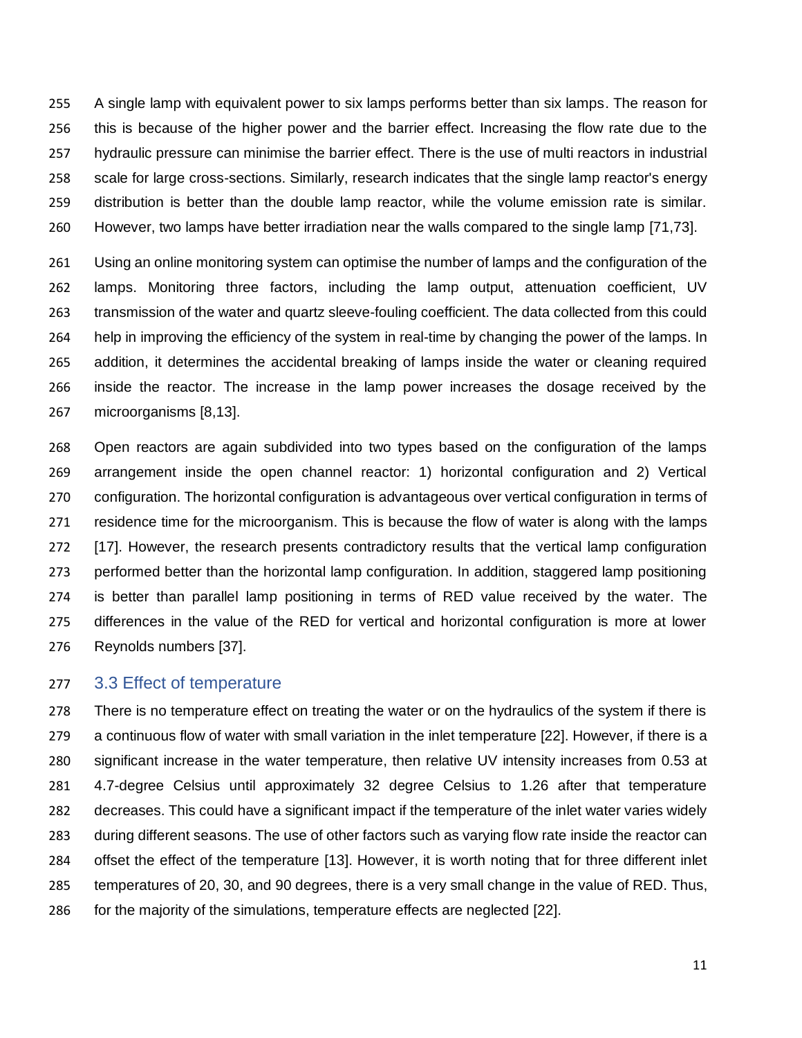A single lamp with equivalent power to six lamps performs better than six lamps. The reason for this is because of the higher power and the barrier effect. Increasing the flow rate due to the hydraulic pressure can minimise the barrier effect. There is the use of multi reactors in industrial scale for large cross-sections. Similarly, research indicates that the single lamp reactor's energy distribution is better than the double lamp reactor, while the volume emission rate is similar. However, two lamps have better irradiation near the walls compared to the single lamp [71,73].

Using an online monitoring system can optimise the number of lamps and the configuration of the lamps. Monitoring three factors, including the lamp output, attenuation coefficient, UV transmission of the water and quartz sleeve-fouling coefficient. The data collected from this could help in improving the efficiency of the system in real-time by changing the power of the lamps. In addition, it determines the accidental breaking of lamps inside the water or cleaning required inside the reactor. The increase in the lamp power increases the dosage received by the microorganisms [8,13].

Open reactors are again subdivided into two types based on the configuration of the lamps arrangement inside the open channel reactor: 1) horizontal configuration and 2) Vertical configuration. The horizontal configuration is advantageous over vertical configuration in terms of residence time for the microorganism. This is because the flow of water is along with the lamps [17]. However, the research presents contradictory results that the vertical lamp configuration performed better than the horizontal lamp configuration. In addition, staggered lamp positioning is better than parallel lamp positioning in terms of RED value received by the water. The differences in the value of the RED for vertical and horizontal configuration is more at lower Reynolds numbers [37].

## 3.3 Effect of temperature

There is no temperature effect on treating the water or on the hydraulics of the system if there is a continuous flow of water with small variation in the inlet temperature [22]. However, if there is a significant increase in the water temperature, then relative UV intensity increases from 0.53 at 4.7-degree Celsius until approximately 32 degree Celsius to 1.26 after that temperature decreases. This could have a significant impact if the temperature of the inlet water varies widely during different seasons. The use of other factors such as varying flow rate inside the reactor can offset the effect of the temperature [13]. However, it is worth noting that for three different inlet temperatures of 20, 30, and 90 degrees, there is a very small change in the value of RED. Thus, for the majority of the simulations, temperature effects are neglected [22].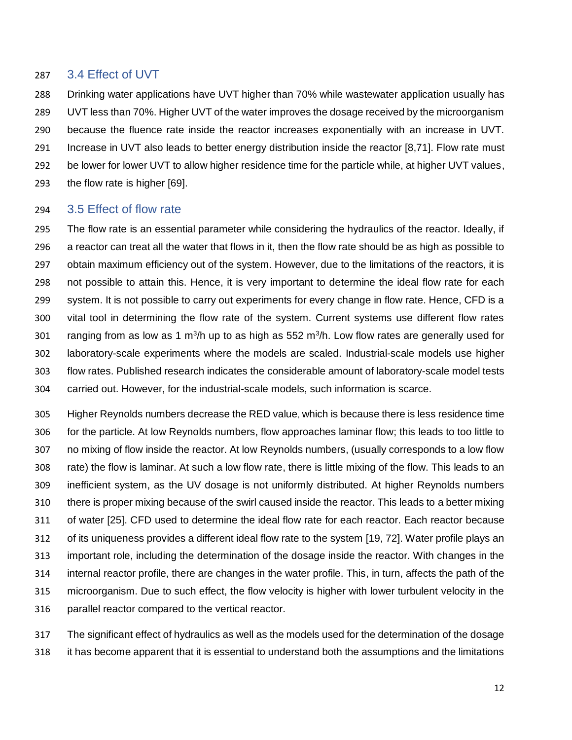### 3.4 Effect of UVT

Drinking water applications have UVT higher than 70% while wastewater application usually has UVT less than 70%. Higher UVT of the water improves the dosage received by the microorganism because the fluence rate inside the reactor increases exponentially with an increase in UVT. Increase in UVT also leads to better energy distribution inside the reactor [8,71]. Flow rate must be lower for lower UVT to allow higher residence time for the particle while, at higher UVT values, the flow rate is higher [69].

### 3.5 Effect of flow rate

The flow rate is an essential parameter while considering the hydraulics of the reactor. Ideally, if a reactor can treat all the water that flows in it, then the flow rate should be as high as possible to obtain maximum efficiency out of the system. However, due to the limitations of the reactors, it is not possible to attain this. Hence, it is very important to determine the ideal flow rate for each system. It is not possible to carry out experiments for every change in flow rate. Hence, CFD is a vital tool in determining the flow rate of the system. Current systems use different flow rates ranging from as low as 1 $m^3$/h up to as high as 552 $m^3$/h. Low flow rates are generally used for laboratory-scale experiments where the models are scaled. Industrial-scale models use higher flow rates. Published research indicates the considerable amount of laboratory-scale model tests carried out. However, for the industrial-scale models, such information is scarce.

Higher Reynolds numbers decrease the RED value, which is because there is less residence time for the particle. At low Reynolds numbers, flow approaches laminar flow; this leads to too little to no mixing of flow inside the reactor. At low Reynolds numbers, (usually corresponds to a low flow rate) the flow is laminar. At such a low flow rate, there is little mixing of the flow. This leads to an inefficient system, as the UV dosage is not uniformly distributed. At higher Reynolds numbers there is proper mixing because of the swirl caused inside the reactor. This leads to a better mixing of water [25]. CFD used to determine the ideal flow rate for each reactor. Each reactor because of its uniqueness provides a different ideal flow rate to the system [19, 72]. Water profile plays an important role, including the determination of the dosage inside the reactor. With changes in the internal reactor profile, there are changes in the water profile. This, in turn, affects the path of the microorganism. Due to such effect, the flow velocity is higher with lower turbulent velocity in the parallel reactor compared to the vertical reactor.

The significant effect of hydraulics as well as the models used for the determination of the dosage it has become apparent that it is essential to understand both the assumptions and the limitations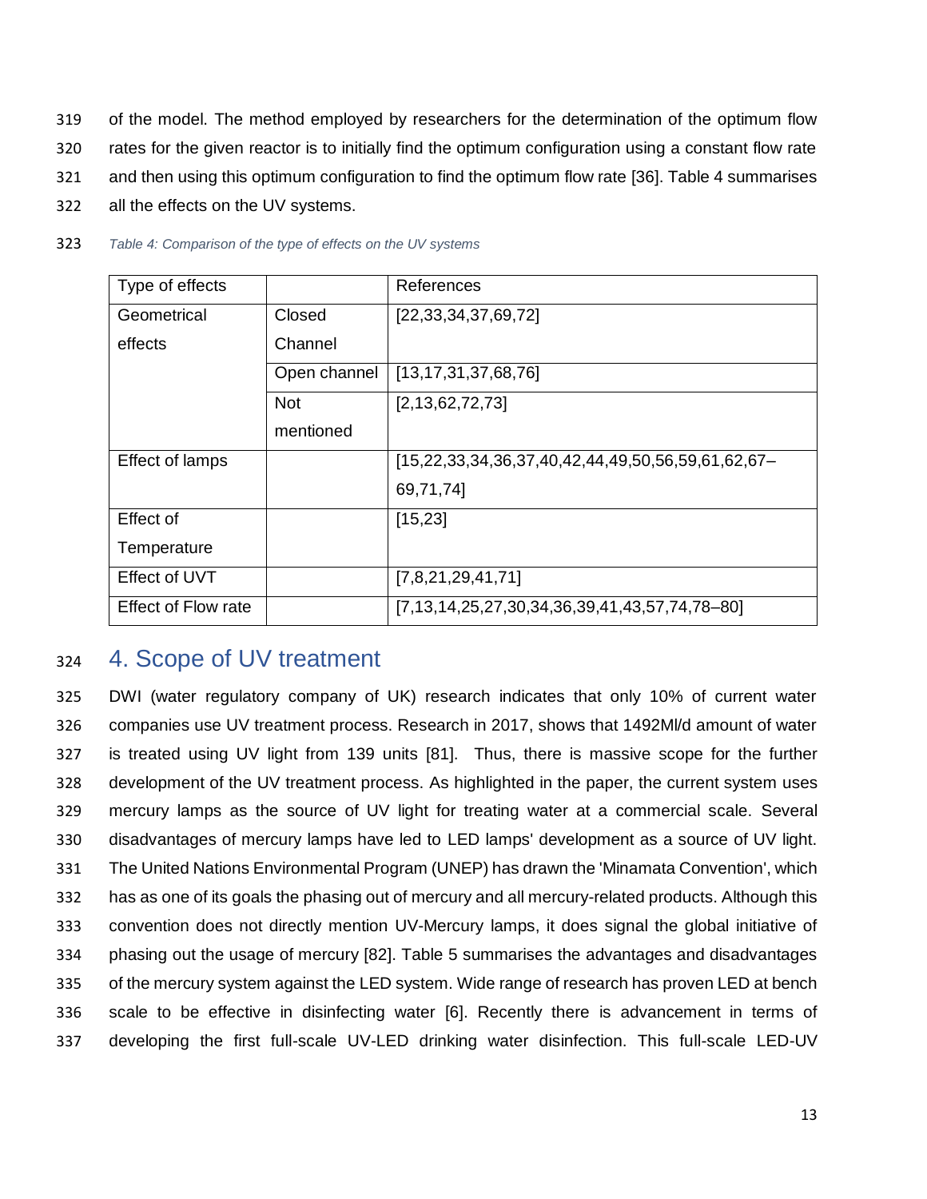of the model. The method employed by researchers for the determination of the optimum flow rates for the given reactor is to initially find the optimum configuration using a constant flow rate and then using this optimum configuration to find the optimum flow rate [36]. Table 4 summarises all the effects on the UV systems.

*Table 4: Comparison of the type of effects on the UV systems*

| Type of effects | | References |
|---|---|---|
| Geometrical effects | Closed Channel | [22,33,34,37,69,72] |
| | Open channel | [13,17,31,37,68,76] |
| | Not mentioned | [2,13,62,72,73] |
| Effect of lamps | | [15,22,33,34,36,37,40,42,44,49,50,56,59,61,62,67–69,71,74] |
| Effect of Temperature | | [15,23] |
| Effect of UVT | | [7,8,21,29,41,71] |
| Effect of Flow rate | | [7,13,14,25,27,30,34,36,39,41,43,57,74,78–80] |

# 4. Scope of UV treatment

DWI (water regulatory company of UK) research indicates that only 10% of current water companies use UV treatment process. Research in 2017, shows that 1492Ml/d amount of water is treated using UV light from 139 units [81]. Thus, there is massive scope for the further development of the UV treatment process. As highlighted in the paper, the current system uses mercury lamps as the source of UV light for treating water at a commercial scale. Several disadvantages of mercury lamps have led to LED lamps' development as a source of UV light. The United Nations Environmental Program (UNEP) has drawn the 'Minamata Convention', which has as one of its goals the phasing out of mercury and all mercury-related products. Although this convention does not directly mention UV-Mercury lamps, it does signal the global initiative of phasing out the usage of mercury [82]. Table 5 summarises the advantages and disadvantages of the mercury system against the LED system. Wide range of research has proven LED at bench scale to be effective in disinfecting water [6]. Recently there is advancement in terms of developing the first full-scale UV-LED drinking water disinfection. This full-scale LED-UV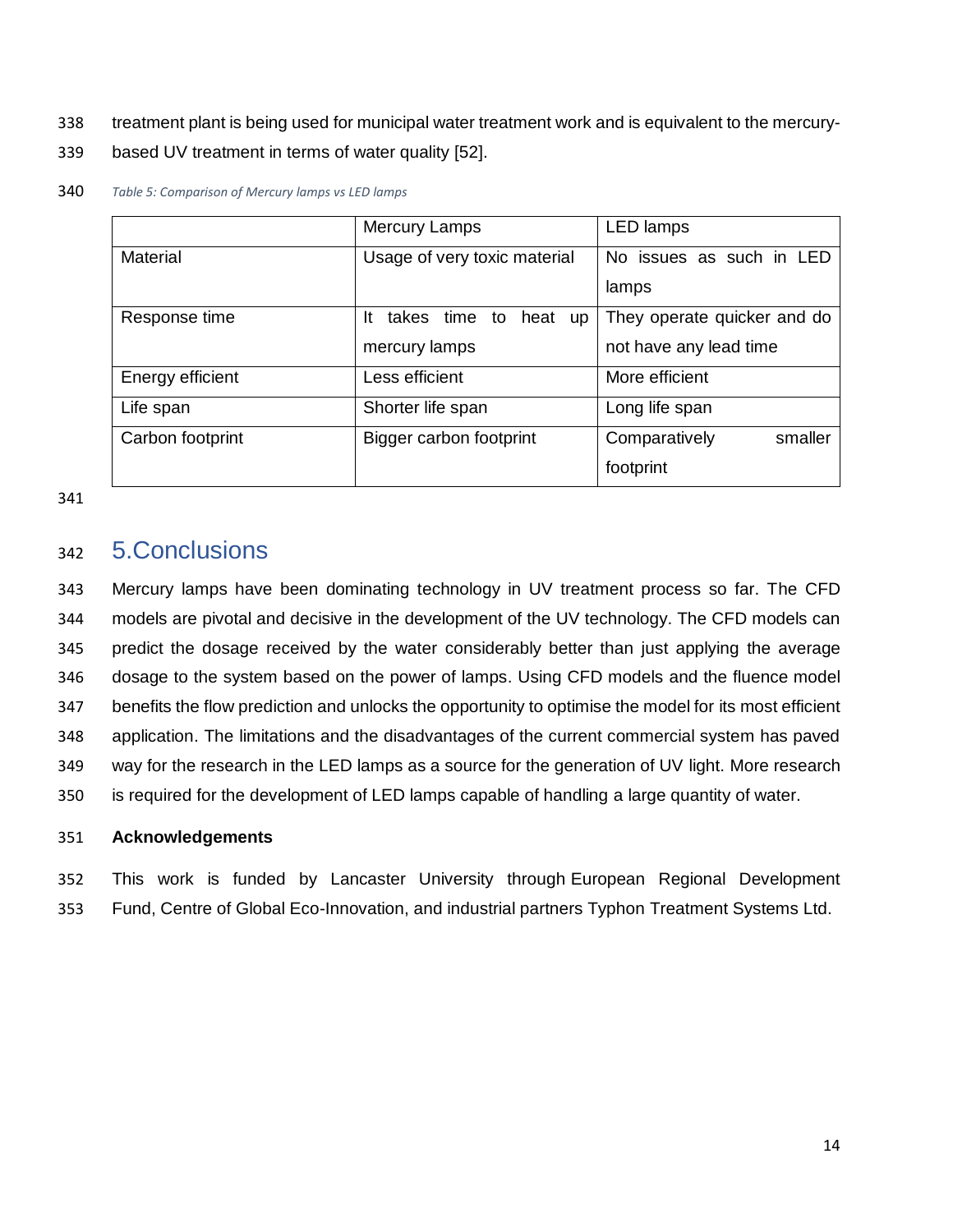treatment plant is being used for municipal water treatment work and is equivalent to the mercury-based UV treatment in terms of water quality [52].

*Table 5: Comparison of Mercury lamps vs LED lamps*

| | Mercury Lamps | LED lamps |
|---|---|---|
| Material | Usage of very toxic material | No issues as such in LED lamps |
| Response time | It takes time to heat up mercury lamps | They operate quicker and do not have any lead time |
| Energy efficient | Less efficient | More efficient |
| Life span | Shorter life span | Long life span |
| Carbon footprint | Bigger carbon footprint | Comparatively smaller footprint |

# 5.Conclusions

Mercury lamps have been dominating technology in UV treatment process so far. The CFD models are pivotal and decisive in the development of the UV technology. The CFD models can predict the dosage received by the water considerably better than just applying the average dosage to the system based on the power of lamps. Using CFD models and the fluence model benefits the flow prediction and unlocks the opportunity to optimise the model for its most efficient application. The limitations and the disadvantages of the current commercial system has paved way for the research in the LED lamps as a source for the generation of UV light. More research is required for the development of LED lamps capable of handling a large quantity of water.

**Acknowledgements**

This work is funded by Lancaster University through European Regional Development Fund, Centre of Global Eco-Innovation, and industrial partners Typhon Treatment Systems Ltd.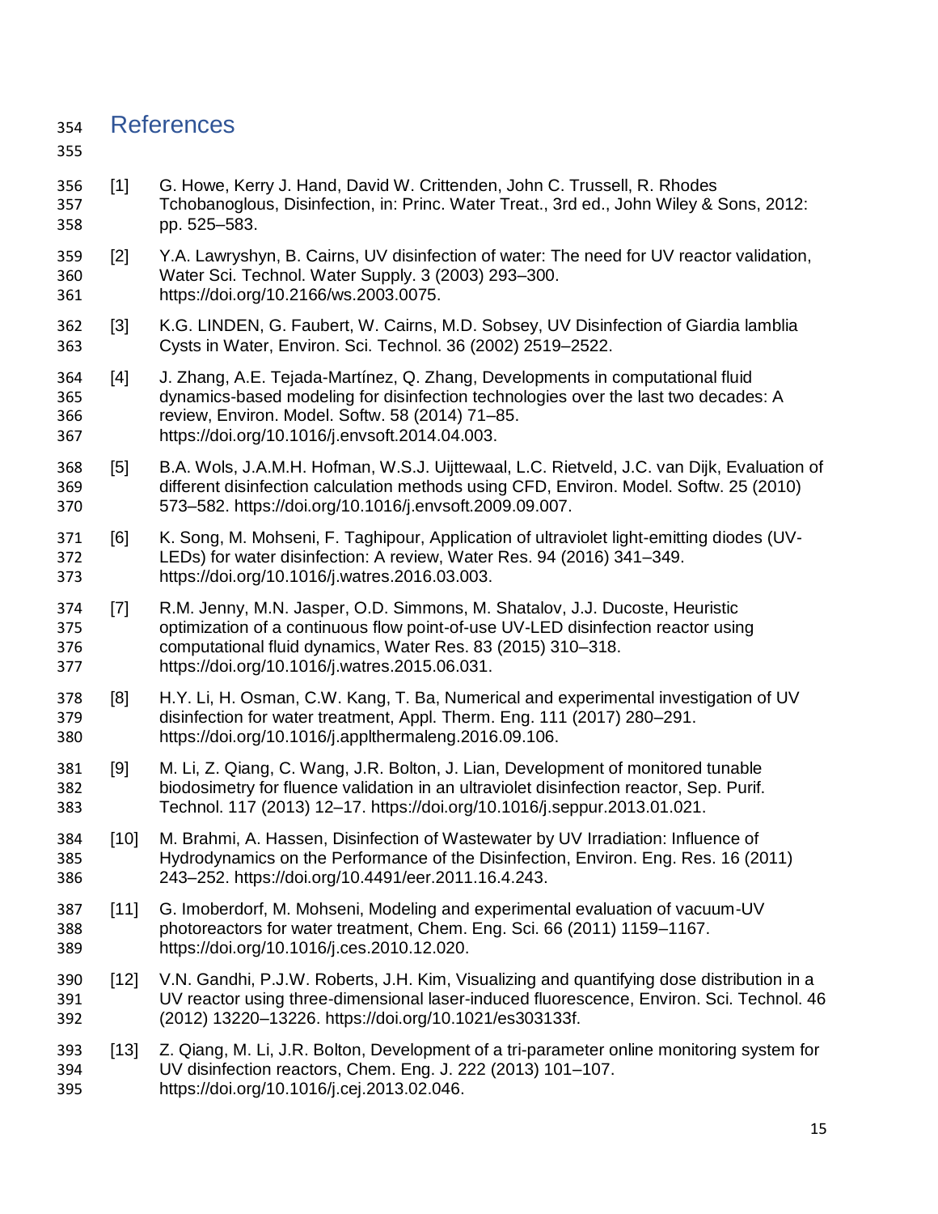# References

[1] G. Howe, Kerry J. Hand, David W. Crittenden, John C. Trussell, R. Rhodes Tchobanoglous, Disinfection, in: Princ. Water Treat., 3rd ed., John Wiley & Sons, 2012: pp. 525–583.

[2] Y.A. Lawryshyn, B. Cairns, UV disinfection of water: The need for UV reactor validation, Water Sci. Technol. Water Supply. 3 (2003) 293–300. https://doi.org/10.2166/ws.2003.0075.

[3] K.G. LINDEN, G. Faubert, W. Cairns, M.D. Sobsey, UV Disinfection of Giardia lamblia Cysts in Water, Environ. Sci. Technol. 36 (2002) 2519–2522.

[4] J. Zhang, A.E. Tejada-Martínez, Q. Zhang, Developments in computational fluid dynamics-based modeling for disinfection technologies over the last two decades: A review, Environ. Model. Softw. 58 (2014) 71–85. https://doi.org/10.1016/j.envsoft.2014.04.003.

[5] B.A. Wols, J.A.M.H. Hofman, W.S.J. Uijttewaal, L.C. Rietveld, J.C. van Dijk, Evaluation of different disinfection calculation methods using CFD, Environ. Model. Softw. 25 (2010) 573–582. https://doi.org/10.1016/j.envsoft.2009.09.007.

[6] K. Song, M. Mohseni, F. Taghipour, Application of ultraviolet light-emitting diodes (UV-LEDs) for water disinfection: A review, Water Res. 94 (2016) 341–349. https://doi.org/10.1016/j.watres.2016.03.003.

[7] R.M. Jenny, M.N. Jasper, O.D. Simmons, M. Shatalov, J.J. Ducoste, Heuristic optimization of a continuous flow point-of-use UV-LED disinfection reactor using computational fluid dynamics, Water Res. 83 (2015) 310–318. https://doi.org/10.1016/j.watres.2015.06.031.

[8] H.Y. Li, H. Osman, C.W. Kang, T. Ba, Numerical and experimental investigation of UV disinfection for water treatment, Appl. Therm. Eng. 111 (2017) 280–291. https://doi.org/10.1016/j.applthermaleng.2016.09.106.

[9] M. Li, Z. Qiang, C. Wang, J.R. Bolton, J. Lian, Development of monitored tunable biodosimetry for fluence validation in an ultraviolet disinfection reactor, Sep. Purif. Technol. 117 (2013) 12–17. https://doi.org/10.1016/j.seppur.2013.01.021.

[10] M. Brahmi, A. Hassen, Disinfection of Wastewater by UV Irradiation: Influence of Hydrodynamics on the Performance of the Disinfection, Environ. Eng. Res. 16 (2011) 243–252. https://doi.org/10.4491/eer.2011.16.4.243.

[11] G. Imoberdorf, M. Mohseni, Modeling and experimental evaluation of vacuum-UV photoreactors for water treatment, Chem. Eng. Sci. 66 (2011) 1159–1167. https://doi.org/10.1016/j.ces.2010.12.020.

[12] V.N. Gandhi, P.J.W. Roberts, J.H. Kim, Visualizing and quantifying dose distribution in a UV reactor using three-dimensional laser-induced fluorescence, Environ. Sci. Technol. 46 (2012) 13220–13226. https://doi.org/10.1021/es303133f.

[13] Z. Qiang, M. Li, J.R. Bolton, Development of a tri-parameter online monitoring system for UV disinfection reactors, Chem. Eng. J. 222 (2013) 101–107. https://doi.org/10.1016/j.cej.2013.02.046.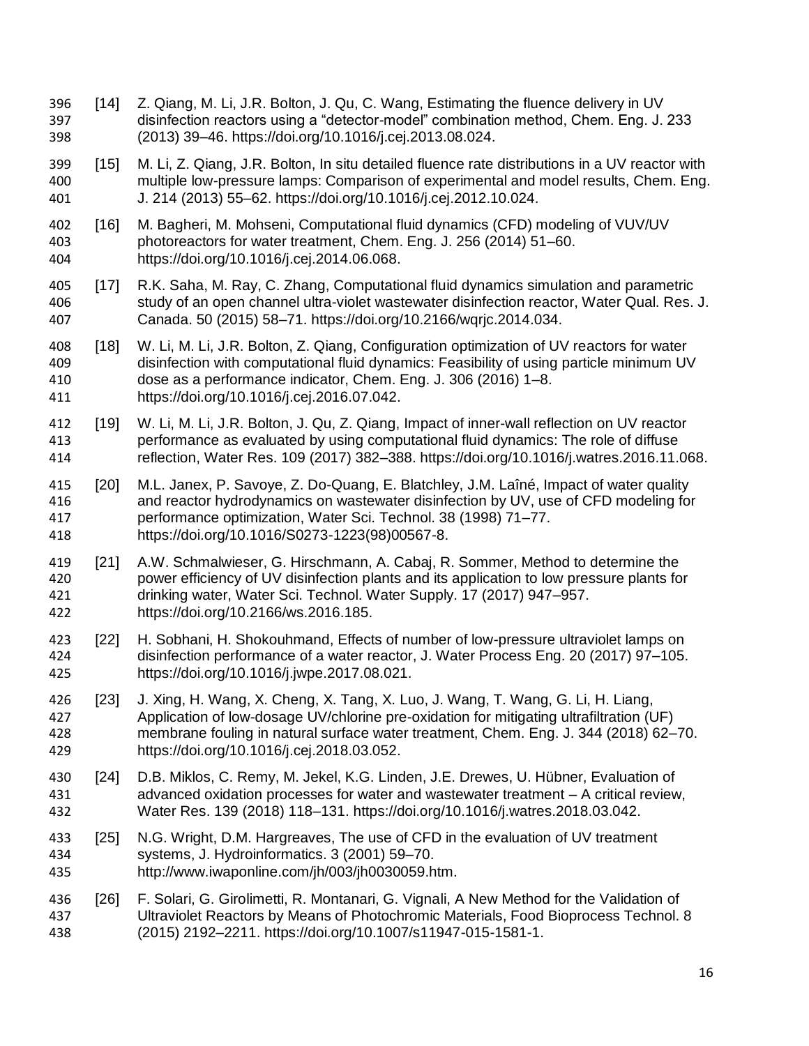[14] Z. Qiang, M. Li, J.R. Bolton, J. Qu, C. Wang, Estimating the fluence delivery in UV disinfection reactors using a "detector-model" combination method, Chem. Eng. J. 233 (2013) 39–46. https://doi.org/10.1016/j.cej.2013.08.024.

[15] M. Li, Z. Qiang, J.R. Bolton, In situ detailed fluence rate distributions in a UV reactor with multiple low-pressure lamps: Comparison of experimental and model results, Chem. Eng. J. 214 (2013) 55–62. https://doi.org/10.1016/j.cej.2012.10.024.

[16] M. Bagheri, M. Mohseni, Computational fluid dynamics (CFD) modeling of VUV/UV photoreactors for water treatment, Chem. Eng. J. 256 (2014) 51–60. https://doi.org/10.1016/j.cej.2014.06.068.

[17] R.K. Saha, M. Ray, C. Zhang, Computational fluid dynamics simulation and parametric study of an open channel ultra-violet wastewater disinfection reactor, Water Qual. Res. J. Canada. 50 (2015) 58–71. https://doi.org/10.2166/wqrjc.2014.034.

[18] W. Li, M. Li, J.R. Bolton, Z. Qiang, Configuration optimization of UV reactors for water disinfection with computational fluid dynamics: Feasibility of using particle minimum UV dose as a performance indicator, Chem. Eng. J. 306 (2016) 1–8. https://doi.org/10.1016/j.cej.2016.07.042.

[19] W. Li, M. Li, J.R. Bolton, J. Qu, Z. Qiang, Impact of inner-wall reflection on UV reactor performance as evaluated by using computational fluid dynamics: The role of diffuse reflection, Water Res. 109 (2017) 382–388. https://doi.org/10.1016/j.watres.2016.11.068.

[20] M.L. Janex, P. Savoye, Z. Do-Quang, E. Blatchley, J.M. Laîné, Impact of water quality and reactor hydrodynamics on wastewater disinfection by UV, use of CFD modeling for performance optimization, Water Sci. Technol. 38 (1998) 71–77. https://doi.org/10.1016/S0273-1223(98)00567-8.

[21] A.W. Schmalwieser, G. Hirschmann, A. Cabaj, R. Sommer, Method to determine the power efficiency of UV disinfection plants and its application to low pressure plants for drinking water, Water Sci. Technol. Water Supply. 17 (2017) 947–957. https://doi.org/10.2166/ws.2016.185.

[22] H. Sobhani, H. Shokouhmand, Effects of number of low-pressure ultraviolet lamps on disinfection performance of a water reactor, J. Water Process Eng. 20 (2017) 97–105. https://doi.org/10.1016/j.jwpe.2017.08.021.

[23] J. Xing, H. Wang, X. Cheng, X. Tang, X. Luo, J. Wang, T. Wang, G. Li, H. Liang, Application of low-dosage UV/chlorine pre-oxidation for mitigating ultrafiltration (UF) membrane fouling in natural surface water treatment, Chem. Eng. J. 344 (2018) 62–70. https://doi.org/10.1016/j.cej.2018.03.052.

[24] D.B. Miklos, C. Remy, M. Jekel, K.G. Linden, J.E. Drewes, U. Hübner, Evaluation of advanced oxidation processes for water and wastewater treatment – A critical review, Water Res. 139 (2018) 118–131. https://doi.org/10.1016/j.watres.2018.03.042.

[25] N.G. Wright, D.M. Hargreaves, The use of CFD in the evaluation of UV treatment systems, J. Hydroinformatics. 3 (2001) 59–70. http://www.iwaponline.com/jh/003/jh0030059.htm.

[26] F. Solari, G. Girolimetti, R. Montanari, G. Vignali, A New Method for the Validation of Ultraviolet Reactors by Means of Photochromic Materials, Food Bioprocess Technol. 8 (2015) 2192–2211. https://doi.org/10.1007/s11947-015-1581-1.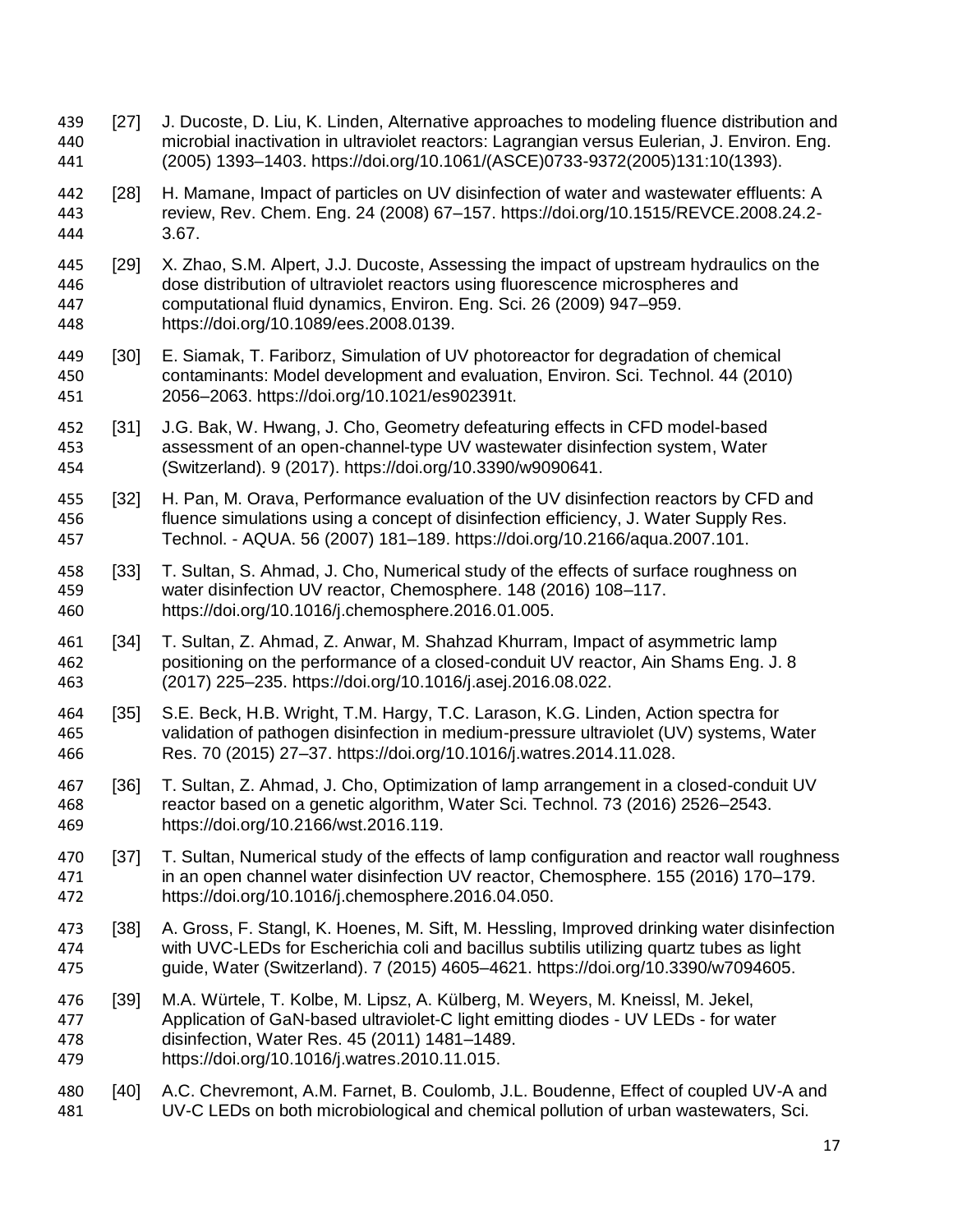[27] J. Ducoste, D. Liu, K. Linden, Alternative approaches to modeling fluence distribution and microbial inactivation in ultraviolet reactors: Lagrangian versus Eulerian, J. Environ. Eng. (2005) 1393–1403. https://doi.org/10.1061/(ASCE)0733-9372(2005)131:10(1393).

[28] H. Mamane, Impact of particles on UV disinfection of water and wastewater effluents: A review, Rev. Chem. Eng. 24 (2008) 67–157. https://doi.org/10.1515/REVCE.2008.24.2-3.67.

[29] X. Zhao, S.M. Alpert, J.J. Ducoste, Assessing the impact of upstream hydraulics on the dose distribution of ultraviolet reactors using fluorescence microspheres and computational fluid dynamics, Environ. Eng. Sci. 26 (2009) 947–959. https://doi.org/10.1089/ees.2008.0139.

[30] E. Siamak, T. Fariborz, Simulation of UV photoreactor for degradation of chemical contaminants: Model development and evaluation, Environ. Sci. Technol. 44 (2010) 2056–2063. https://doi.org/10.1021/es902391t.

[31] J.G. Bak, W. Hwang, J. Cho, Geometry defeaturing effects in CFD model-based assessment of an open-channel-type UV wastewater disinfection system, Water (Switzerland). 9 (2017). https://doi.org/10.3390/w9090641.

[32] H. Pan, M. Orava, Performance evaluation of the UV disinfection reactors by CFD and fluence simulations using a concept of disinfection efficiency, J. Water Supply Res. Technol. - AQUA. 56 (2007) 181–189. https://doi.org/10.2166/aqua.2007.101.

[33] T. Sultan, S. Ahmad, J. Cho, Numerical study of the effects of surface roughness on water disinfection UV reactor, Chemosphere. 148 (2016) 108–117. https://doi.org/10.1016/j.chemosphere.2016.01.005.

[34] T. Sultan, Z. Ahmad, Z. Anwar, M. Shahzad Khurram, Impact of asymmetric lamp positioning on the performance of a closed-conduit UV reactor, Ain Shams Eng. J. 8 (2017) 225–235. https://doi.org/10.1016/j.asej.2016.08.022.

[35] S.E. Beck, H.B. Wright, T.M. Hargy, T.C. Larason, K.G. Linden, Action spectra for validation of pathogen disinfection in medium-pressure ultraviolet (UV) systems, Water Res. 70 (2015) 27–37. https://doi.org/10.1016/j.watres.2014.11.028.

[36] T. Sultan, Z. Ahmad, J. Cho, Optimization of lamp arrangement in a closed-conduit UV reactor based on a genetic algorithm, Water Sci. Technol. 73 (2016) 2526–2543. https://doi.org/10.2166/wst.2016.119.

[37] T. Sultan, Numerical study of the effects of lamp configuration and reactor wall roughness in an open channel water disinfection UV reactor, Chemosphere. 155 (2016) 170–179. https://doi.org/10.1016/j.chemosphere.2016.04.050.

[38] A. Gross, F. Stangl, K. Hoenes, M. Sift, M. Hessling, Improved drinking water disinfection with UVC-LEDs for Escherichia coli and bacillus subtilis utilizing quartz tubes as light guide, Water (Switzerland). 7 (2015) 4605–4621. https://doi.org/10.3390/w7094605.

[39] M.A. Würtele, T. Kolbe, M. Lipsz, A. Külberg, M. Weyers, M. Kneissl, M. Jekel, Application of GaN-based ultraviolet-C light emitting diodes - UV LEDs - for water disinfection, Water Res. 45 (2011) 1481–1489. https://doi.org/10.1016/j.watres.2010.11.015.

[40] A.C. Chevremont, A.M. Farnet, B. Coulomb, J.L. Boudenne, Effect of coupled UV-A and UV-C LEDs on both microbiological and chemical pollution of urban wastewaters, Sci.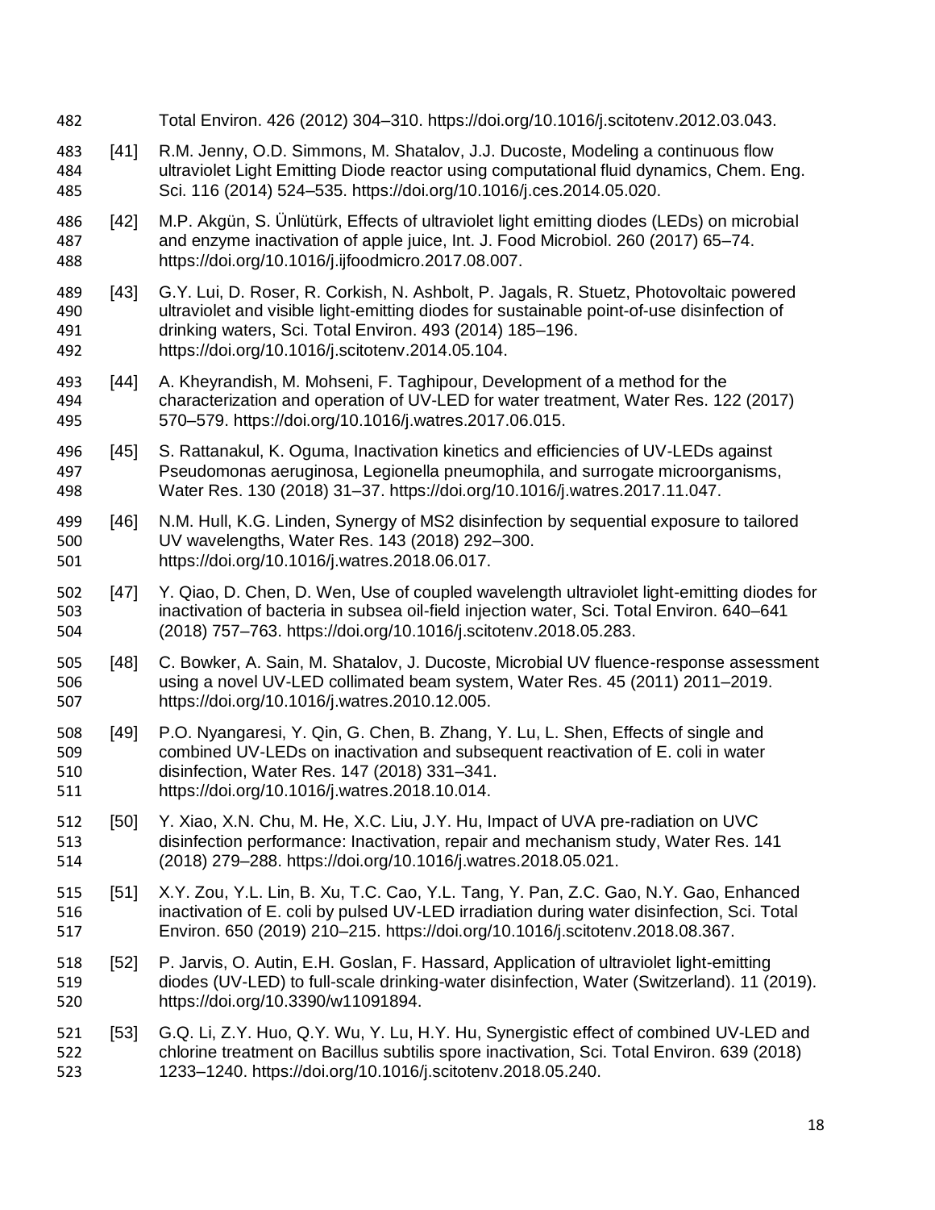Total Environ. 426 (2012) 304–310. https://doi.org/10.1016/j.scitotenv.2012.03.043.

[41] R.M. Jenny, O.D. Simmons, M. Shatalov, J.J. Ducoste, Modeling a continuous flow ultraviolet Light Emitting Diode reactor using computational fluid dynamics, Chem. Eng. Sci. 116 (2014) 524–535. https://doi.org/10.1016/j.ces.2014.05.020.

[42] M.P. Akgün, S. Ünlütürk, Effects of ultraviolet light emitting diodes (LEDs) on microbial and enzyme inactivation of apple juice, Int. J. Food Microbiol. 260 (2017) 65–74. https://doi.org/10.1016/j.ijfoodmicro.2017.08.007.

[43] G.Y. Lui, D. Roser, R. Corkish, N. Ashbolt, P. Jagals, R. Stuetz, Photovoltaic powered ultraviolet and visible light-emitting diodes for sustainable point-of-use disinfection of drinking waters, Sci. Total Environ. 493 (2014) 185–196. https://doi.org/10.1016/j.scitotenv.2014.05.104.

[44] A. Kheyrandish, M. Mohseni, F. Taghipour, Development of a method for the characterization and operation of UV-LED for water treatment, Water Res. 122 (2017) 570–579. https://doi.org/10.1016/j.watres.2017.06.015.

[45] S. Rattanakul, K. Oguma, Inactivation kinetics and efficiencies of UV-LEDs against Pseudomonas aeruginosa, Legionella pneumophila, and surrogate microorganisms, Water Res. 130 (2018) 31–37. https://doi.org/10.1016/j.watres.2017.11.047.

[46] N.M. Hull, K.G. Linden, Synergy of MS2 disinfection by sequential exposure to tailored UV wavelengths, Water Res. 143 (2018) 292–300. https://doi.org/10.1016/j.watres.2018.06.017.

[47] Y. Qiao, D. Chen, D. Wen, Use of coupled wavelength ultraviolet light-emitting diodes for inactivation of bacteria in subsea oil-field injection water, Sci. Total Environ. 640–641 (2018) 757–763. https://doi.org/10.1016/j.scitotenv.2018.05.283.

[48] C. Bowker, A. Sain, M. Shatalov, J. Ducoste, Microbial UV fluence-response assessment using a novel UV-LED collimated beam system, Water Res. 45 (2011) 2011–2019. https://doi.org/10.1016/j.watres.2010.12.005.

[49] P.O. Nyangaresi, Y. Qin, G. Chen, B. Zhang, Y. Lu, L. Shen, Effects of single and combined UV-LEDs on inactivation and subsequent reactivation of E. coli in water disinfection, Water Res. 147 (2018) 331–341. https://doi.org/10.1016/j.watres.2018.10.014.

[50] Y. Xiao, X.N. Chu, M. He, X.C. Liu, J.Y. Hu, Impact of UVA pre-radiation on UVC disinfection performance: Inactivation, repair and mechanism study, Water Res. 141 (2018) 279–288. https://doi.org/10.1016/j.watres.2018.05.021.

[51] X.Y. Zou, Y.L. Lin, B. Xu, T.C. Cao, Y.L. Tang, Y. Pan, Z.C. Gao, N.Y. Gao, Enhanced inactivation of E. coli by pulsed UV-LED irradiation during water disinfection, Sci. Total Environ. 650 (2019) 210–215. https://doi.org/10.1016/j.scitotenv.2018.08.367.

[52] P. Jarvis, O. Autin, E.H. Goslan, F. Hassard, Application of ultraviolet light-emitting diodes (UV-LED) to full-scale drinking-water disinfection, Water (Switzerland). 11 (2019). https://doi.org/10.3390/w11091894.

[53] G.Q. Li, Z.Y. Huo, Q.Y. Wu, Y. Lu, H.Y. Hu, Synergistic effect of combined UV-LED and chlorine treatment on Bacillus subtilis spore inactivation, Sci. Total Environ. 639 (2018) 1233–1240. https://doi.org/10.1016/j.scitotenv.2018.05.240.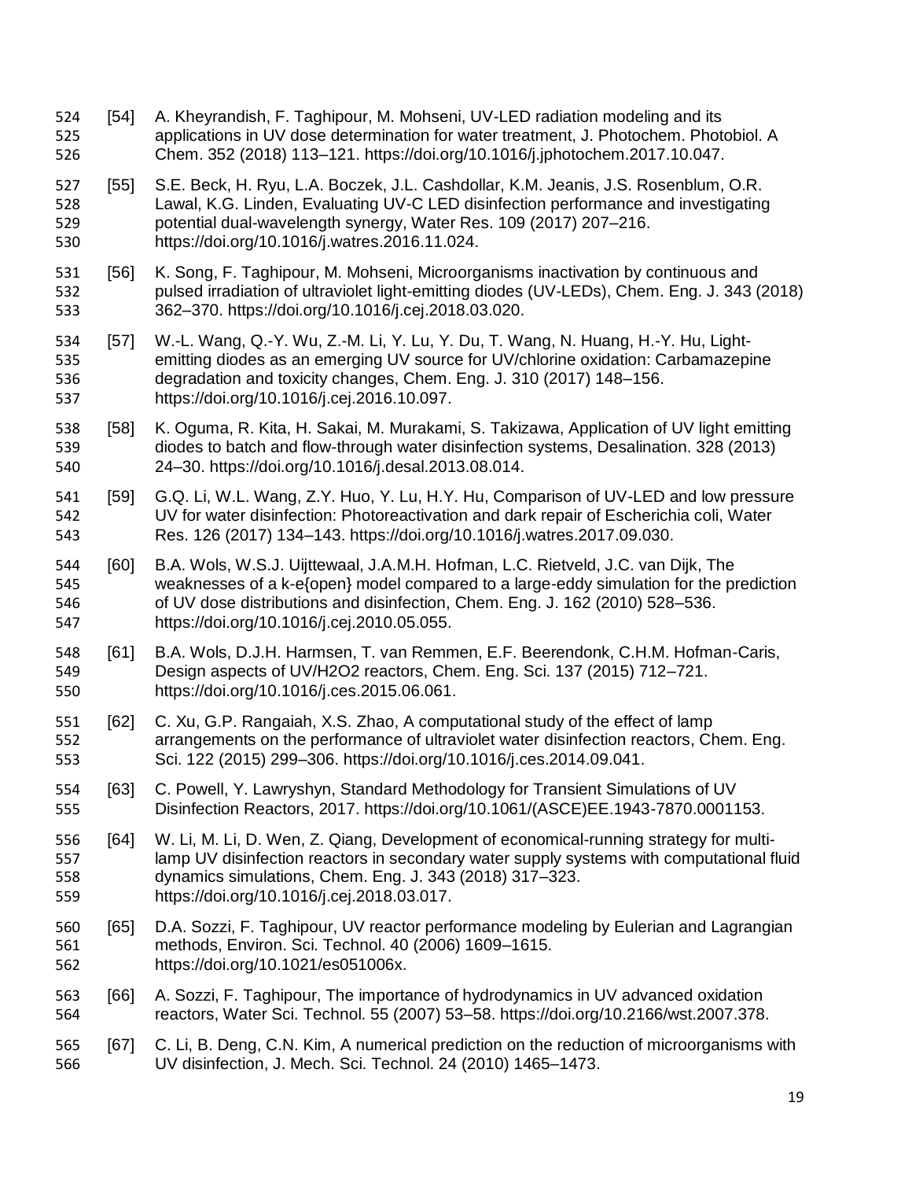[54] A. Kheyrandish, F. Taghipour, M. Mohseni, UV-LED radiation modeling and its applications in UV dose determination for water treatment, J. Photochem. Photobiol. A Chem. 352 (2018) 113–121. https://doi.org/10.1016/j.jphotochem.2017.10.047.

[55] S.E. Beck, H. Ryu, L.A. Boczek, J.L. Cashdollar, K.M. Jeanis, J.S. Rosenblum, O.R. Lawal, K.G. Linden, Evaluating UV-C LED disinfection performance and investigating potential dual-wavelength synergy, Water Res. 109 (2017) 207–216. https://doi.org/10.1016/j.watres.2016.11.024.

[56] K. Song, F. Taghipour, M. Mohseni, Microorganisms inactivation by continuous and pulsed irradiation of ultraviolet light-emitting diodes (UV-LEDs), Chem. Eng. J. 343 (2018) 362–370. https://doi.org/10.1016/j.cej.2018.03.020.

[57] W.-L. Wang, Q.-Y. Wu, Z.-M. Li, Y. Lu, Y. Du, T. Wang, N. Huang, H.-Y. Hu, Light-emitting diodes as an emerging UV source for UV/chlorine oxidation: Carbamazepine degradation and toxicity changes, Chem. Eng. J. 310 (2017) 148–156. https://doi.org/10.1016/j.cej.2016.10.097.

[58] K. Oguma, R. Kita, H. Sakai, M. Murakami, S. Takizawa, Application of UV light emitting diodes to batch and flow-through water disinfection systems, Desalination. 328 (2013) 24–30. https://doi.org/10.1016/j.desal.2013.08.014.

[59] G.Q. Li, W.L. Wang, Z.Y. Huo, Y. Lu, H.Y. Hu, Comparison of UV-LED and low pressure UV for water disinfection: Photoreactivation and dark repair of Escherichia coli, Water Res. 126 (2017) 134–143. https://doi.org/10.1016/j.watres.2017.09.030.

[60] B.A. Wols, W.S.J. Uijttewaal, J.A.M.H. Hofman, L.C. Rietveld, J.C. van Dijk, The weaknesses of a k-e{open} model compared to a large-eddy simulation for the prediction of UV dose distributions and disinfection, Chem. Eng. J. 162 (2010) 528–536. https://doi.org/10.1016/j.cej.2010.05.055.

[61] B.A. Wols, D.J.H. Harmsen, T. van Remmen, E.F. Beerendonk, C.H.M. Hofman-Caris, Design aspects of UV/H2O2 reactors, Chem. Eng. Sci. 137 (2015) 712–721. https://doi.org/10.1016/j.ces.2015.06.061.

[62] C. Xu, G.P. Rangaiah, X.S. Zhao, A computational study of the effect of lamp arrangements on the performance of ultraviolet water disinfection reactors, Chem. Eng. Sci. 122 (2015) 299–306. https://doi.org/10.1016/j.ces.2014.09.041.

[63] C. Powell, Y. Lawryshyn, Standard Methodology for Transient Simulations of UV Disinfection Reactors, 2017. https://doi.org/10.1061/(ASCE)EE.1943-7870.0001153.

[64] W. Li, M. Li, D. Wen, Z. Qiang, Development of economical-running strategy for multi-lamp UV disinfection reactors in secondary water supply systems with computational fluid dynamics simulations, Chem. Eng. J. 343 (2018) 317–323. https://doi.org/10.1016/j.cej.2018.03.017.

[65] D.A. Sozzi, F. Taghipour, UV reactor performance modeling by Eulerian and Lagrangian methods, Environ. Sci. Technol. 40 (2006) 1609–1615. https://doi.org/10.1021/es051006x.

[66] A. Sozzi, F. Taghipour, The importance of hydrodynamics in UV advanced oxidation reactors, Water Sci. Technol. 55 (2007) 53–58. https://doi.org/10.2166/wst.2007.378.

[67] C. Li, B. Deng, C.N. Kim, A numerical prediction on the reduction of microorganisms with UV disinfection, J. Mech. Sci. Technol. 24 (2010) 1465–1473.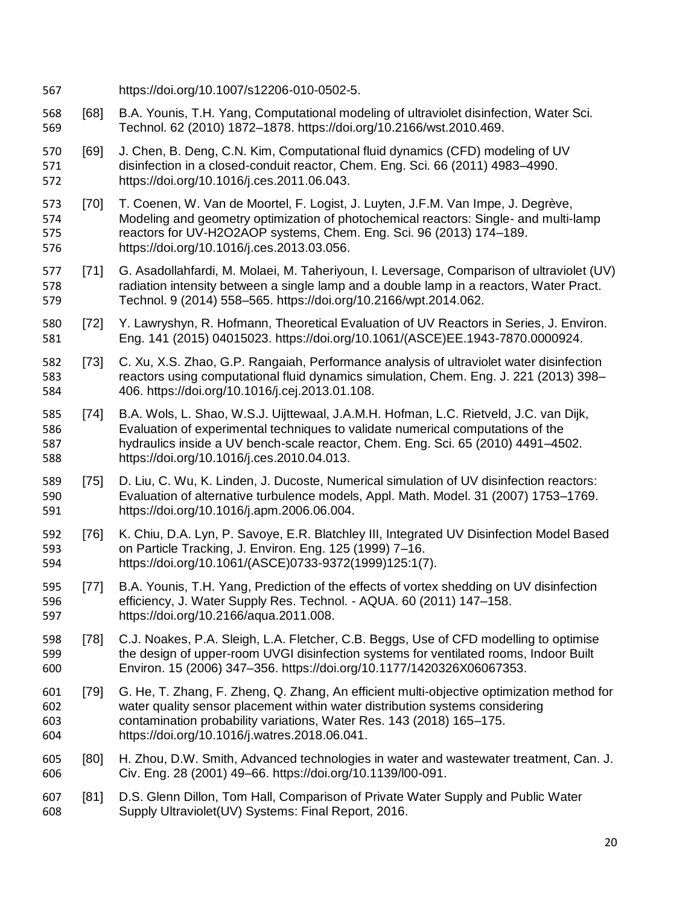https://doi.org/10.1007/s12206-010-0502-5.

[68] B.A. Younis, T.H. Yang, Computational modeling of ultraviolet disinfection, Water Sci. Technol. 62 (2010) 1872–1878. https://doi.org/10.2166/wst.2010.469.

[69] J. Chen, B. Deng, C.N. Kim, Computational fluid dynamics (CFD) modeling of UV disinfection in a closed-conduit reactor, Chem. Eng. Sci. 66 (2011) 4983–4990. https://doi.org/10.1016/j.ces.2011.06.043.

[70] T. Coenen, W. Van de Moortel, F. Logist, J. Luyten, J.F.M. Van Impe, J. Degrève, Modeling and geometry optimization of photochemical reactors: Single- and multi-lamp reactors for UV-H2O2AOP systems, Chem. Eng. Sci. 96 (2013) 174–189. https://doi.org/10.1016/j.ces.2013.03.056.

[71] G. Asadollahfardi, M. Molaei, M. Taheriyoun, I. Leversage, Comparison of ultraviolet (UV) radiation intensity between a single lamp and a double lamp in a reactors, Water Pract. Technol. 9 (2014) 558–565. https://doi.org/10.2166/wpt.2014.062.

[72] Y. Lawryshyn, R. Hofmann, Theoretical Evaluation of UV Reactors in Series, J. Environ. Eng. 141 (2015) 04015023. https://doi.org/10.1061/(ASCE)EE.1943-7870.0000924.

[73] C. Xu, X.S. Zhao, G.P. Rangaiah, Performance analysis of ultraviolet water disinfection reactors using computational fluid dynamics simulation, Chem. Eng. J. 221 (2013) 398–406. https://doi.org/10.1016/j.cej.2013.01.108.

[74] B.A. Wols, L. Shao, W.S.J. Uijttewaal, J.A.M.H. Hofman, L.C. Rietveld, J.C. van Dijk, Evaluation of experimental techniques to validate numerical computations of the hydraulics inside a UV bench-scale reactor, Chem. Eng. Sci. 65 (2010) 4491–4502. https://doi.org/10.1016/j.ces.2010.04.013.

[75] D. Liu, C. Wu, K. Linden, J. Ducoste, Numerical simulation of UV disinfection reactors: Evaluation of alternative turbulence models, Appl. Math. Model. 31 (2007) 1753–1769. https://doi.org/10.1016/j.apm.2006.06.004.

[76] K. Chiu, D.A. Lyn, P. Savoye, E.R. Blatchley III, Integrated UV Disinfection Model Based on Particle Tracking, J. Environ. Eng. 125 (1999) 7–16. https://doi.org/10.1061/(ASCE)0733-9372(1999)125:1(7).

[77] B.A. Younis, T.H. Yang, Prediction of the effects of vortex shedding on UV disinfection efficiency, J. Water Supply Res. Technol. - AQUA. 60 (2011) 147–158. https://doi.org/10.2166/aqua.2011.008.

[78] C.J. Noakes, P.A. Sleigh, L.A. Fletcher, C.B. Beggs, Use of CFD modelling to optimise the design of upper-room UVGI disinfection systems for ventilated rooms, Indoor Built Environ. 15 (2006) 347–356. https://doi.org/10.1177/1420326X06067353.

[79] G. He, T. Zhang, F. Zheng, Q. Zhang, An efficient multi-objective optimization method for water quality sensor placement within water distribution systems considering contamination probability variations, Water Res. 143 (2018) 165–175. https://doi.org/10.1016/j.watres.2018.06.041.

[80] H. Zhou, D.W. Smith, Advanced technologies in water and wastewater treatment, Can. J. Civ. Eng. 28 (2001) 49–66. https://doi.org/10.1139/l00-091.

[81] D.S. Glenn Dillon, Tom Hall, Comparison of Private Water Supply and Public Water Supply Ultraviolet(UV) Systems: Final Report, 2016.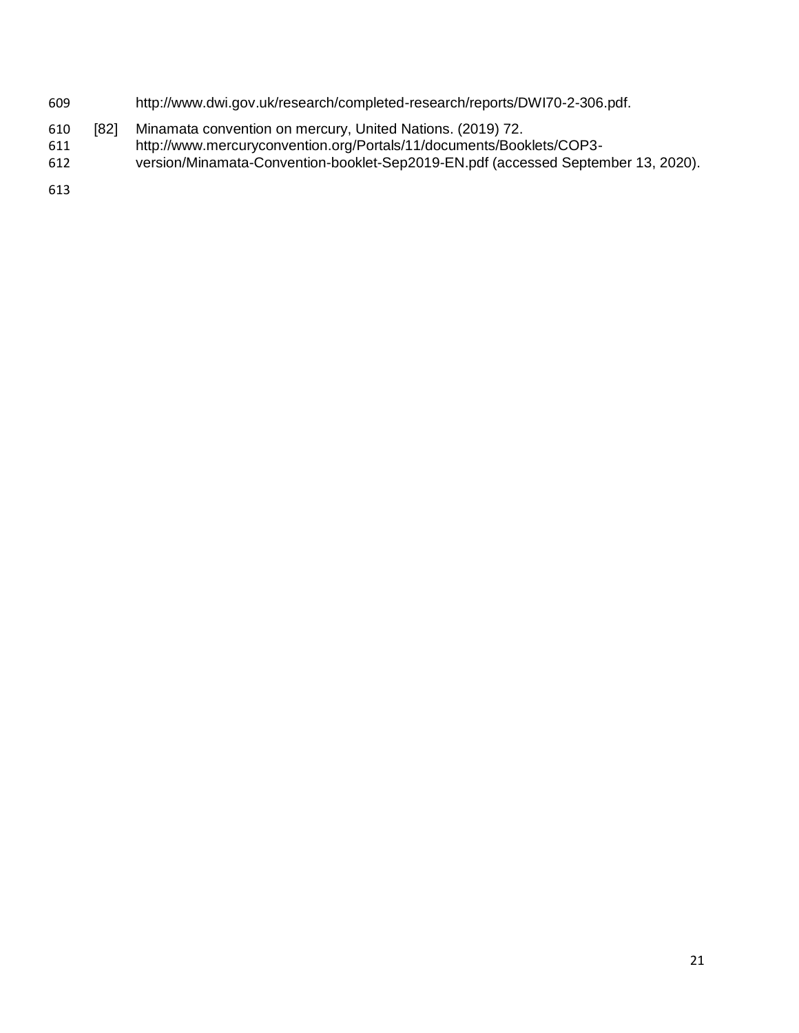http://www.dwi.gov.uk/research/completed-research/reports/DWI70-2-306.pdf.

[82] Minamata convention on mercury, United Nations. (2019) 72. http://www.mercuryconvention.org/Portals/11/documents/Booklets/COP3-version/Minamata-Convention-booklet-Sep2019-EN.pdf (accessed September 13, 2020).